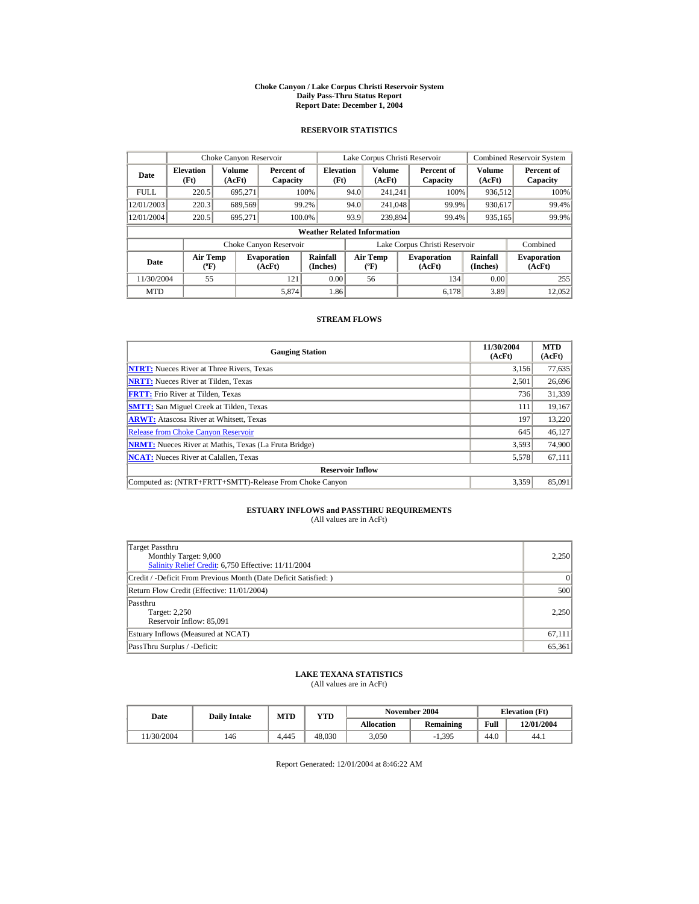# Choke Canyon / Lake Corpus Christi Reservoir System
## Daily Pass-Thru Status Report
## Report Date: December 1, 2004

### RESERVOIR STATISTICS

| Date | Choke Canyon Reservoir | | | Lake Corpus Christi Reservoir | | | Combined Reservoir System | |
|---|---|---|---|---|---|---|---|---|
| | Elevation (Ft) | Volume (AcFt) | Percent of Capacity | Elevation (Ft) | Volume (AcFt) | Percent of Capacity | Volume (AcFt) | Percent of Capacity |
| FULL | 220.5 | 695,271 | 100% | 94.0 | 241,241 | 100% | 936,512 | 100% |
| 12/01/2003 | 220.3 | 689,569 | 99.2% | 94.0 | 241,048 | 99.9% | 930,617 | 99.4% |
| 12/01/2004 | 220.5 | 695,271 | 100.0% | 93.9 | 239,894 | 99.4% | 935,165 | 99.9% |

**Weather Related Information**

| Date | Choke Canyon Reservoir | | | Lake Corpus Christi Reservoir | | | Combined |
|---|---|---|---|---|---|---|---|
| | Air Temp (ºF) | Evaporation (AcFt) | Rainfall (Inches) | Air Temp (ºF) | Evaporation (AcFt) | Rainfall (Inches) | Evaporation (AcFt) |
| 11/30/2004 | 55 | 121 | 0.00 | 56 | 134 | 0.00 | 255 |
| MTD | | 5,874 | 1.86 | | 6,178 | 3.89 | 12,052 |

### STREAM FLOWS

| Gauging Station | 11/30/2004 (AcFt) | MTD (AcFt) |
|---|---|---|
| NTRT: Nueces River at Three Rivers, Texas | 3,156 | 77,635 |
| NRTT: Nueces River at Tilden, Texas | 2,501 | 26,696 |
| FRTT: Frio River at Tilden, Texas | 736 | 31,339 |
| SMTT: San Miguel Creek at Tilden, Texas | 111 | 19,167 |
| ARWT: Atascosa River at Whitsett, Texas | 197 | 13,220 |
| Release from Choke Canyon Reservoir | 645 | 46,127 |
| NRMT: Nueces River at Mathis, Texas (La Fruta Bridge) | 3,593 | 74,900 |
| NCAT: Nueces River at Calallen, Texas | 5,578 | 67,111 |
| **Reservoir Inflow** | | |
| Computed as: (NTRT+FRTT+SMTT)-Release From Choke Canyon | 3,359 | 85,091 |

### ESTUARY INFLOWS and PASSTHRU REQUIREMENTS
(All values are in AcFt)

| | |
|---|---|
| Target Passthru<br>Monthly Target: 9,000<br>Salinity Relief Credit: 6,750 Effective: 11/11/2004 | 2,250 |
| Credit / -Deficit From Previous Month (Date Deficit Satisfied: ) | 0 |
| Return Flow Credit (Effective: 11/01/2004) | 500 |
| Passthru<br>Target: 2,250<br>Reservoir Inflow: 85,091 | 2,250 |
| Estuary Inflows (Measured at NCAT) | 67,111 |
| PassThru Surplus / -Deficit: | 65,361 |

### LAKE TEXANA STATISTICS
(All values are in AcFt)

| Date | Daily Intake | MTD | YTD | November 2004 | | Elevation (Ft) | |
|---|---|---|---|---|---|---|---|
| | | | | Allocation | Remaining | Full | 12/01/2004 |
| 11/30/2004 | 146 | 4,445 | 48,030 | 3,050 | -1,395 | 44.0 | 44.1 |

Report Generated: 12/01/2004 at 8:46:22 AM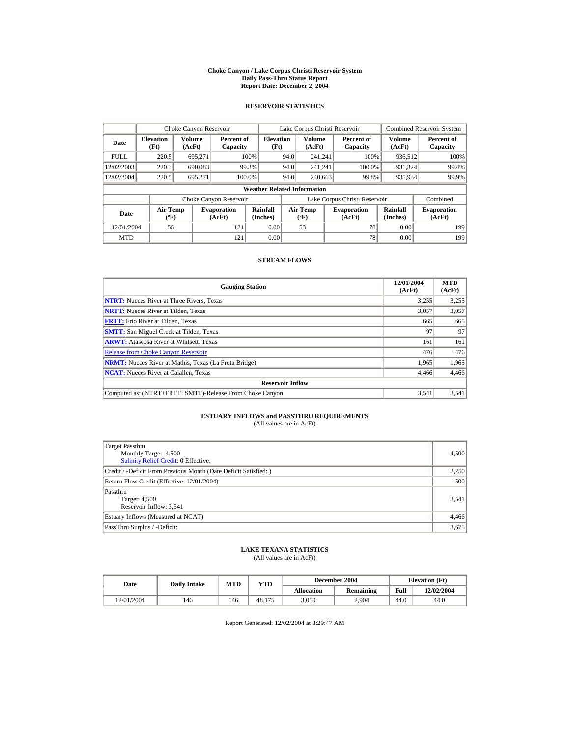# Choke Canyon / Lake Corpus Christi Reservoir System
## Daily Pass-Thru Status Report
### Report Date: December 2, 2004

## RESERVOIR STATISTICS

| Date | Choke Canyon Reservoir | | | Lake Corpus Christi Reservoir | | | Combined Reservoir System | |
|---|---|---|---|---|---|---|---|---|
| | Elevation (Ft) | Volume (AcFt) | Percent of Capacity | Elevation (Ft) | Volume (AcFt) | Percent of Capacity | Volume (AcFt) | Percent of Capacity |
| FULL | 220.5 | 695,271 | 100% | 94.0 | 241,241 | 100% | 936,512 | 100% |
| 12/02/2003 | 220.3 | 690,083 | 99.3% | 94.0 | 241,241 | 100.0% | 931,324 | 99.4% |
| 12/02/2004 | 220.5 | 695,271 | 100.0% | 94.0 | 240,663 | 99.8% | 935,934 | 99.9% |

**Weather Related Information**

| Date | Choke Canyon Reservoir | | | Lake Corpus Christi Reservoir | | | Combined |
|---|---|---|---|---|---|---|---|
| | Air Temp (ºF) | Evaporation (AcFt) | Rainfall (Inches) | Air Temp (ºF) | Evaporation (AcFt) | Rainfall (Inches) | Evaporation (AcFt) |
| 12/01/2004 | 56 | 121 | 0.00 | 53 | 78 | 0.00 | 199 |
| MTD | | 121 | 0.00 | | 78 | 0.00 | 199 |

## STREAM FLOWS

| Gauging Station | 12/01/2004 (AcFt) | MTD (AcFt) |
|---|---|---|
| NTRT: Nueces River at Three Rivers, Texas | 3,255 | 3,255 |
| NRTT: Nueces River at Tilden, Texas | 3,057 | 3,057 |
| FRTT: Frio River at Tilden, Texas | 665 | 665 |
| SMTT: San Miguel Creek at Tilden, Texas | 97 | 97 |
| ARWT: Atascosa River at Whitsett, Texas | 161 | 161 |
| Release from Choke Canyon Reservoir | 476 | 476 |
| NRMT: Nueces River at Mathis, Texas (La Fruta Bridge) | 1,965 | 1,965 |
| NCAT: Nueces River at Calallen, Texas | 4,466 | 4,466 |
| **Reservoir Inflow** | | |
| Computed as: (NTRT+FRTT+SMTT)-Release From Choke Canyon | 3,541 | 3,541 |

## ESTUARY INFLOWS and PASSTHRU REQUIREMENTS
(All values are in AcFt)

| | |
|---|---|
| Target Passthru<br>Monthly Target: 4,500<br>Salinity Relief Credit: 0 Effective: | 4,500 |
| Credit / -Deficit From Previous Month (Date Deficit Satisfied: ) | 2,250 |
| Return Flow Credit (Effective: 12/01/2004) | 500 |
| Passthru<br>Target: 4,500<br>Reservoir Inflow: 3,541 | 3,541 |
| Estuary Inflows (Measured at NCAT) | 4,466 |
| PassThru Surplus / -Deficit: | 3,675 |

## LAKE TEXANA STATISTICS
(All values are in AcFt)

| Date | Daily Intake | MTD | YTD | December 2004 | | Elevation (Ft) | |
|---|---|---|---|---|---|---|---|
| | | | | Allocation | Remaining | Full | 12/02/2004 |
| 12/01/2004 | 146 | 146 | 48,175 | 3,050 | 2,904 | 44.0 | 44.0 |

Report Generated: 12/02/2004 at 8:29:47 AM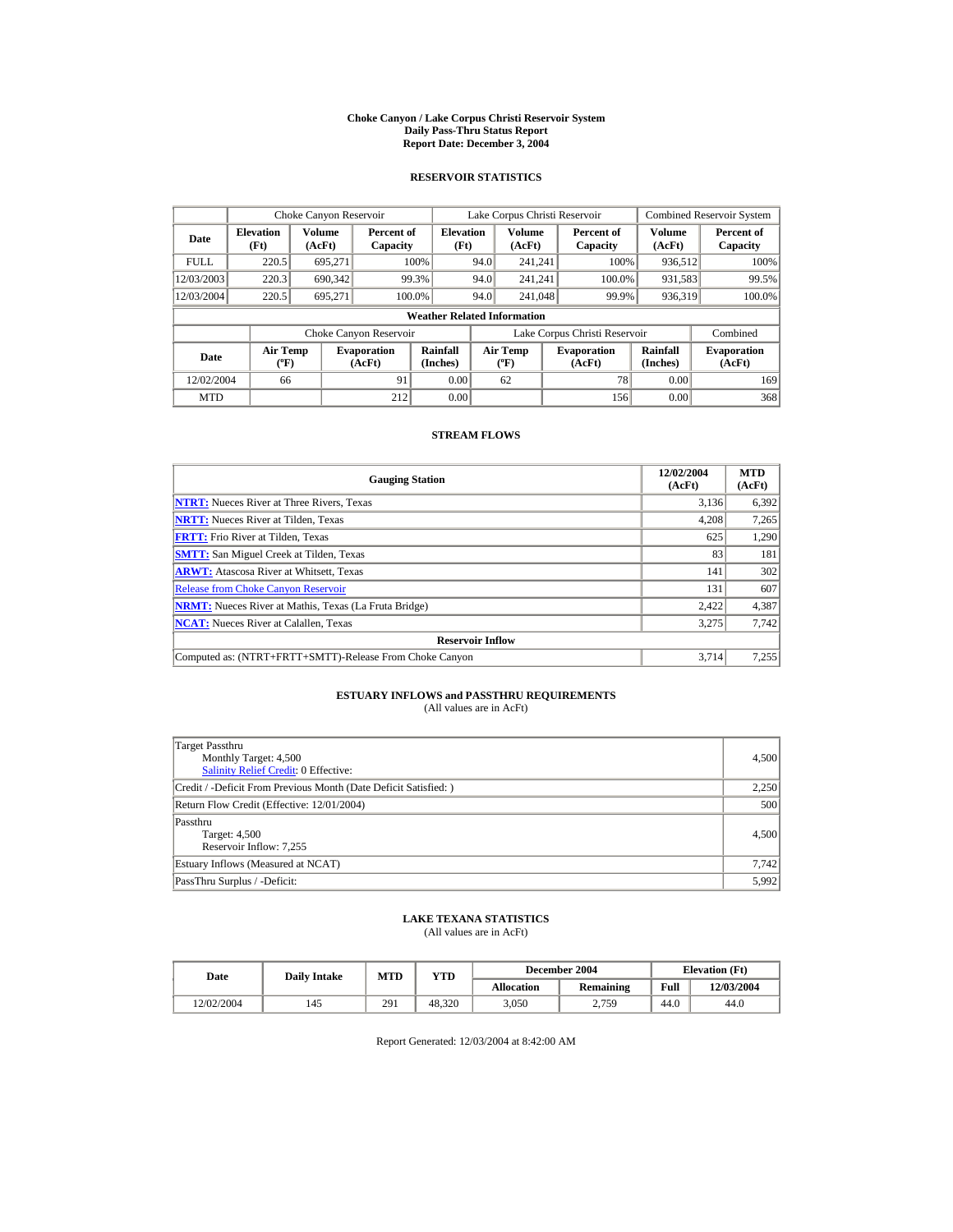# Choke Canyon / Lake Corpus Christi Reservoir System
## Daily Pass-Thru Status Report
## Report Date: December 3, 2004

### RESERVOIR STATISTICS

| | Choke Canyon Reservoir | | | Lake Corpus Christi Reservoir | | | Combined Reservoir System | |
|---|---|---|---|---|---|---|---|---|
| Date | Elevation (Ft) | Volume (AcFt) | Percent of Capacity | Elevation (Ft) | Volume (AcFt) | Percent of Capacity | Volume (AcFt) | Percent of Capacity |
| FULL | 220.5 | 695,271 | 100% | 94.0 | 241,241 | 100% | 936,512 | 100% |
| 12/03/2003 | 220.3 | 690,342 | 99.3% | 94.0 | 241,241 | 100.0% | 931,583 | 99.5% |
| 12/03/2004 | 220.5 | 695,271 | 100.0% | 94.0 | 241,048 | 99.9% | 936,319 | 100.0% |

**Weather Related Information**

| | Choke Canyon Reservoir | | | Lake Corpus Christi Reservoir | | | Combined |
|---|---|---|---|---|---|---|---|
| Date | Air Temp (ºF) | Evaporation (AcFt) | Rainfall (Inches) | Air Temp (ºF) | Evaporation (AcFt) | Rainfall (Inches) | Evaporation (AcFt) |
| 12/02/2004 | 66 | 91 | 0.00 | 62 | 78 | 0.00 | 169 |
| MTD | | 212 | 0.00 | | 156 | 0.00 | 368 |

### STREAM FLOWS

| Gauging Station | 12/02/2004 (AcFt) | MTD (AcFt) |
|---|---|---|
| NTRT: Nueces River at Three Rivers, Texas | 3,136 | 6,392 |
| NRTT: Nueces River at Tilden, Texas | 4,208 | 7,265 |
| FRTT: Frio River at Tilden, Texas | 625 | 1,290 |
| SMTT: San Miguel Creek at Tilden, Texas | 83 | 181 |
| ARWT: Atascosa River at Whitsett, Texas | 141 | 302 |
| Release from Choke Canyon Reservoir | 131 | 607 |
| NRMT: Nueces River at Mathis, Texas (La Fruta Bridge) | 2,422 | 4,387 |
| NCAT: Nueces River at Calallen, Texas | 3,275 | 7,742 |
| **Reservoir Inflow** | | |
| Computed as: (NTRT+FRTT+SMTT)-Release From Choke Canyon | 3,714 | 7,255 |

### ESTUARY INFLOWS and PASSTHRU REQUIREMENTS
(All values are in AcFt)

| | |
|---|---|
| Target Passthru<br>Monthly Target: 4,500<br>Salinity Relief Credit: 0 Effective: | 4,500 |
| Credit / -Deficit From Previous Month (Date Deficit Satisfied: ) | 2,250 |
| Return Flow Credit (Effective: 12/01/2004) | 500 |
| Passthru<br>Target: 4,500<br>Reservoir Inflow: 7,255 | 4,500 |
| Estuary Inflows (Measured at NCAT) | 7,742 |
| PassThru Surplus / -Deficit: | 5,992 |

### LAKE TEXANA STATISTICS
(All values are in AcFt)

| Date | Daily Intake | MTD | YTD | December 2004 | | Elevation (Ft) | |
|---|---|---|---|---|---|---|---|
| | | | | Allocation | Remaining | Full | 12/03/2004 |
| 12/02/2004 | 145 | 291 | 48,320 | 3,050 | 2,759 | 44.0 | 44.0 |

Report Generated: 12/03/2004 at 8:42:00 AM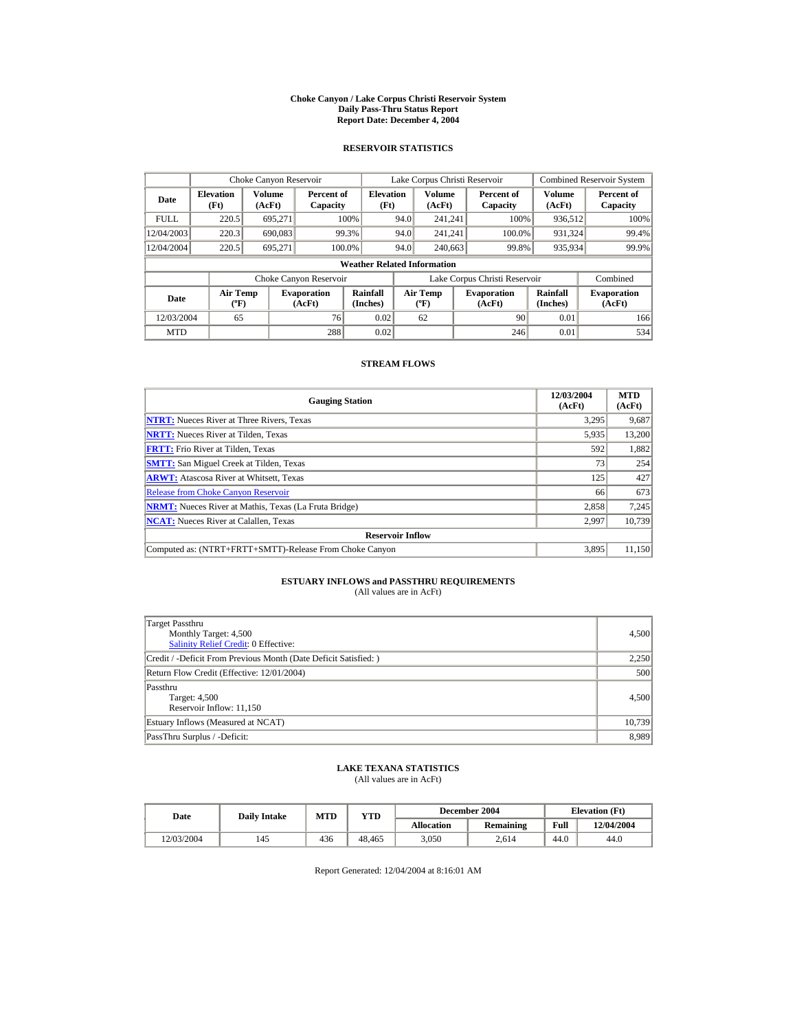# Choke Canyon / Lake Corpus Christi Reservoir System
## Daily Pass-Thru Status Report
## Report Date: December 4, 2004

### RESERVOIR STATISTICS

| Date | Choke Canyon Reservoir | | | Lake Corpus Christi Reservoir | | | Combined Reservoir System | |
|---|---|---|---|---|---|---|---|---|
| | Elevation (Ft) | Volume (AcFt) | Percent of Capacity | Elevation (Ft) | Volume (AcFt) | Percent of Capacity | Volume (AcFt) | Percent of Capacity |
| FULL | 220.5 | 695,271 | 100% | 94.0 | 241,241 | 100% | 936,512 | 100% |
| 12/04/2003 | 220.3 | 690,083 | 99.3% | 94.0 | 241,241 | 100.0% | 931,324 | 99.4% |
| 12/04/2004 | 220.5 | 695,271 | 100.0% | 94.0 | 240,663 | 99.8% | 935,934 | 99.9% |

**Weather Related Information**

| Date | Choke Canyon Reservoir | | | Lake Corpus Christi Reservoir | | | Combined |
|---|---|---|---|---|---|---|---|
| | Air Temp (ºF) | Evaporation (AcFt) | Rainfall (Inches) | Air Temp (ºF) | Evaporation (AcFt) | Rainfall (Inches) | Evaporation (AcFt) |
| 12/03/2004 | 65 | 76 | 0.02 | 62 | 90 | 0.01 | 166 |
| MTD | | 288 | 0.02 | | 246 | 0.01 | 534 |

### STREAM FLOWS

| Gauging Station | 12/03/2004 (AcFt) | MTD (AcFt) |
|---|---|---|
| NTRT: Nueces River at Three Rivers, Texas | 3,295 | 9,687 |
| NRTT: Nueces River at Tilden, Texas | 5,935 | 13,200 |
| FRTT: Frio River at Tilden, Texas | 592 | 1,882 |
| SMTT: San Miguel Creek at Tilden, Texas | 73 | 254 |
| ARWT: Atascosa River at Whitsett, Texas | 125 | 427 |
| Release from Choke Canyon Reservoir | 66 | 673 |
| NRMT: Nueces River at Mathis, Texas (La Fruta Bridge) | 2,858 | 7,245 |
| NCAT: Nueces River at Calallen, Texas | 2,997 | 10,739 |
| **Reservoir Inflow** | | |
| Computed as: (NTRT+FRTT+SMTT)-Release From Choke Canyon | 3,895 | 11,150 |

### ESTUARY INFLOWS and PASSTHRU REQUIREMENTS
(All values are in AcFt)

| | |
|---|---|
| Target Passthru<br>Monthly Target: 4,500<br>Salinity Relief Credit: 0 Effective: | 4,500 |
| Credit / -Deficit From Previous Month (Date Deficit Satisfied: ) | 2,250 |
| Return Flow Credit (Effective: 12/01/2004) | 500 |
| Passthru<br>Target: 4,500<br>Reservoir Inflow: 11,150 | 4,500 |
| Estuary Inflows (Measured at NCAT) | 10,739 |
| PassThru Surplus / -Deficit: | 8,989 |

### LAKE TEXANA STATISTICS
(All values are in AcFt)

| Date | Daily Intake | MTD | YTD | December 2004 | | Elevation (Ft) | |
|---|---|---|---|---|---|---|---|
| | | | | Allocation | Remaining | Full | 12/04/2004 |
| 12/03/2004 | 145 | 436 | 48,465 | 3,050 | 2,614 | 44.0 | 44.0 |

Report Generated: 12/04/2004 at 8:16:01 AM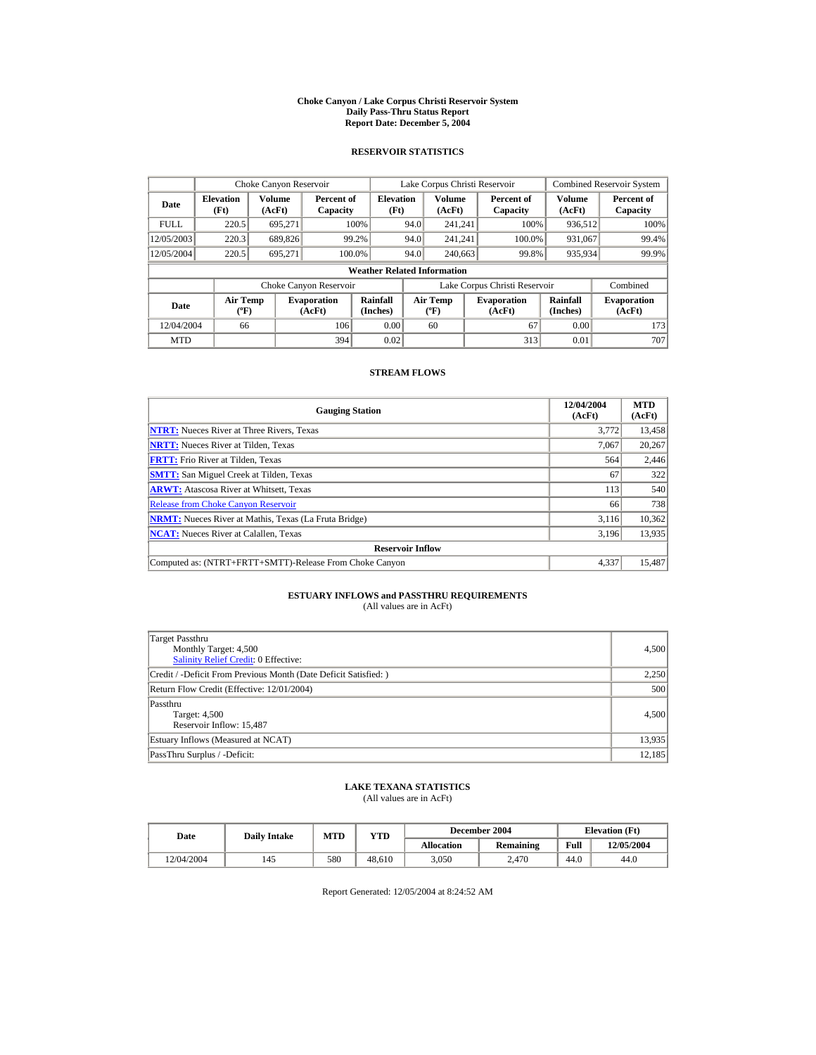# Choke Canyon / Lake Corpus Christi Reservoir System
## Daily Pass-Thru Status Report
## Report Date: December 5, 2004

### RESERVOIR STATISTICS

| | Choke Canyon Reservoir | | | Lake Corpus Christi Reservoir | | | Combined Reservoir System | |
|---|---|---|---|---|---|---|---|---|
| **Date** | **Elevation (Ft)** | **Volume (AcFt)** | **Percent of Capacity** | **Elevation (Ft)** | **Volume (AcFt)** | **Percent of Capacity** | **Volume (AcFt)** | **Percent of Capacity** |
| FULL | 220.5 | 695,271 | 100% | 94.0 | 241,241 | 100% | 936,512 | 100% |
| 12/05/2003 | 220.3 | 689,826 | 99.2% | 94.0 | 241,241 | 100.0% | 931,067 | 99.4% |
| 12/05/2004 | 220.5 | 695,271 | 100.0% | 94.0 | 240,663 | 99.8% | 935,934 | 99.9% |

**Weather Related Information**

| | Choke Canyon Reservoir | | | Lake Corpus Christi Reservoir | | | Combined |
|---|---|---|---|---|---|---|---|
| **Date** | **Air Temp (ºF)** | **Evaporation (AcFt)** | **Rainfall (Inches)** | **Air Temp (ºF)** | **Evaporation (AcFt)** | **Rainfall (Inches)** | **Evaporation (AcFt)** |
| 12/04/2004 | 66 | 106 | 0.00 | 60 | 67 | 0.00 | 173 |
| MTD | | 394 | 0.02 | | 313 | 0.01 | 707 |

### STREAM FLOWS

| Gauging Station | 12/04/2004 (AcFt) | MTD (AcFt) |
|---|---|---|
| **NTRT:** Nueces River at Three Rivers, Texas | 3,772 | 13,458 |
| **NRTT:** Nueces River at Tilden, Texas | 7,067 | 20,267 |
| **FRTT:** Frio River at Tilden, Texas | 564 | 2,446 |
| **SMTT:** San Miguel Creek at Tilden, Texas | 67 | 322 |
| **ARWT:** Atascosa River at Whitsett, Texas | 113 | 540 |
| Release from Choke Canyon Reservoir | 66 | 738 |
| **NRMT:** Nueces River at Mathis, Texas (La Fruta Bridge) | 3,116 | 10,362 |
| **NCAT:** Nueces River at Calallen, Texas | 3,196 | 13,935 |
| **Reservoir Inflow** | | |
| Computed as: (NTRT+FRTT+SMTT)-Release From Choke Canyon | 4,337 | 15,487 |

### ESTUARY INFLOWS and PASSTHRU REQUIREMENTS
(All values are in AcFt)

| | |
|---|---|
| Target Passthru<br>Monthly Target: 4,500<br>Salinity Relief Credit: 0 Effective: | 4,500 |
| Credit / -Deficit From Previous Month (Date Deficit Satisfied: ) | 2,250 |
| Return Flow Credit (Effective: 12/01/2004) | 500 |
| Passthru<br>Target: 4,500<br>Reservoir Inflow: 15,487 | 4,500 |
| Estuary Inflows (Measured at NCAT) | 13,935 |
| PassThru Surplus / -Deficit: | 12,185 |

### LAKE TEXANA STATISTICS
(All values are in AcFt)

| Date | Daily Intake | MTD | YTD | December 2004 | | Elevation (Ft) | |
|---|---|---|---|---|---|---|---|
| | | | | **Allocation** | **Remaining** | **Full** | **12/05/2004** |
| 12/04/2004 | 145 | 580 | 48,610 | 3,050 | 2,470 | 44.0 | 44.0 |

Report Generated: 12/05/2004 at 8:24:52 AM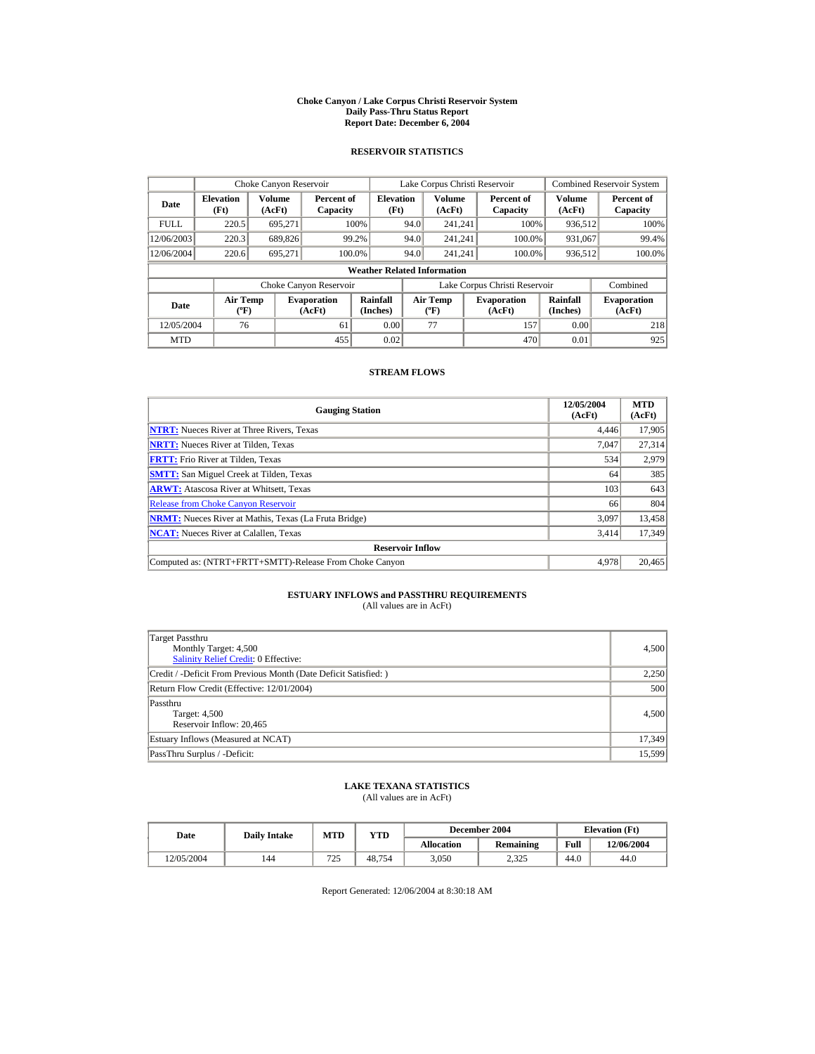# Choke Canyon / Lake Corpus Christi Reservoir System
## Daily Pass-Thru Status Report
## Report Date: December 6, 2004

### RESERVOIR STATISTICS

| Date | Choke Canyon Reservoir | | | Lake Corpus Christi Reservoir | | | Combined Reservoir System | |
|---|---|---|---|---|---|---|---|---|
| | Elevation (Ft) | Volume (AcFt) | Percent of Capacity | Elevation (Ft) | Volume (AcFt) | Percent of Capacity | Volume (AcFt) | Percent of Capacity |
| FULL | 220.5 | 695,271 | 100% | 94.0 | 241,241 | 100% | 936,512 | 100% |
| 12/06/2003 | 220.3 | 689,826 | 99.2% | 94.0 | 241,241 | 100.0% | 931,067 | 99.4% |
| 12/06/2004 | 220.6 | 695,271 | 100.0% | 94.0 | 241,241 | 100.0% | 936,512 | 100.0% |

**Weather Related Information**

| Date | Choke Canyon Reservoir | | | Lake Corpus Christi Reservoir | | | Combined |
|---|---|---|---|---|---|---|---|
| | Air Temp (ºF) | Evaporation (AcFt) | Rainfall (Inches) | Air Temp (ºF) | Evaporation (AcFt) | Rainfall (Inches) | Evaporation (AcFt) |
| 12/05/2004 | 76 | 61 | 0.00 | 77 | 157 | 0.00 | 218 |
| MTD | | 455 | 0.02 | | 470 | 0.01 | 925 |

### STREAM FLOWS

| Gauging Station | 12/05/2004 (AcFt) | MTD (AcFt) |
|---|---|---|
| NTRT: Nueces River at Three Rivers, Texas | 4,446 | 17,905 |
| NRTT: Nueces River at Tilden, Texas | 7,047 | 27,314 |
| FRTT: Frio River at Tilden, Texas | 534 | 2,979 |
| SMTT: San Miguel Creek at Tilden, Texas | 64 | 385 |
| ARWT: Atascosa River at Whitsett, Texas | 103 | 643 |
| Release from Choke Canyon Reservoir | 66 | 804 |
| NRMT: Nueces River at Mathis, Texas (La Fruta Bridge) | 3,097 | 13,458 |
| NCAT: Nueces River at Calallen, Texas | 3,414 | 17,349 |
| **Reservoir Inflow** | | |
| Computed as: (NTRT+FRTT+SMTT)-Release From Choke Canyon | 4,978 | 20,465 |

### ESTUARY INFLOWS and PASSTHRU REQUIREMENTS
(All values are in AcFt)

| | |
|---|---|
| Target Passthru<br>Monthly Target: 4,500<br>Salinity Relief Credit: 0 Effective: | 4,500 |
| Credit / -Deficit From Previous Month (Date Deficit Satisfied: ) | 2,250 |
| Return Flow Credit (Effective: 12/01/2004) | 500 |
| Passthru<br>Target: 4,500<br>Reservoir Inflow: 20,465 | 4,500 |
| Estuary Inflows (Measured at NCAT) | 17,349 |
| PassThru Surplus / -Deficit: | 15,599 |

### LAKE TEXANA STATISTICS
(All values are in AcFt)

| Date | Daily Intake | MTD | YTD | December 2004 | | Elevation (Ft) | |
|---|---|---|---|---|---|---|---|
| | | | | Allocation | Remaining | Full | 12/06/2004 |
| 12/05/2004 | 144 | 725 | 48,754 | 3,050 | 2,325 | 44.0 | 44.0 |

Report Generated: 12/06/2004 at 8:30:18 AM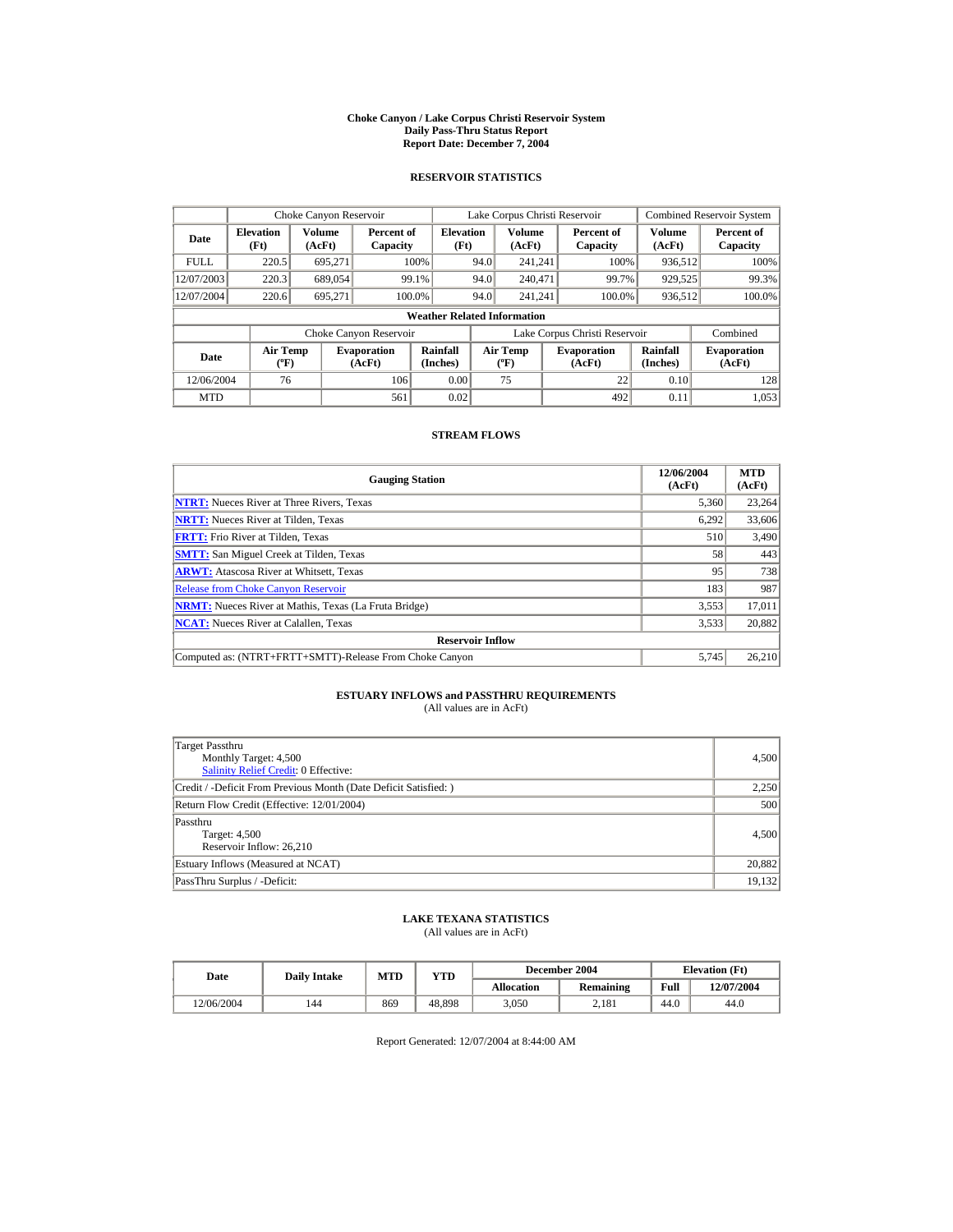# Choke Canyon / Lake Corpus Christi Reservoir System
## Daily Pass-Thru Status Report
## Report Date: December 7, 2004

### RESERVOIR STATISTICS

| | Choke Canyon Reservoir | | | Lake Corpus Christi Reservoir | | | Combined Reservoir System | |
|---|---|---|---|---|---|---|---|---|
| Date | Elevation (Ft) | Volume (AcFt) | Percent of Capacity | Elevation (Ft) | Volume (AcFt) | Percent of Capacity | Volume (AcFt) | Percent of Capacity |
| FULL | 220.5 | 695,271 | 100% | 94.0 | 241,241 | 100% | 936,512 | 100% |
| 12/07/2003 | 220.3 | 689,054 | 99.1% | 94.0 | 240,471 | 99.7% | 929,525 | 99.3% |
| 12/07/2004 | 220.6 | 695,271 | 100.0% | 94.0 | 241,241 | 100.0% | 936,512 | 100.0% |

**Weather Related Information**

| | Choke Canyon Reservoir | | | Lake Corpus Christi Reservoir | | | Combined |
|---|---|---|---|---|---|---|---|
| Date | Air Temp (ºF) | Evaporation (AcFt) | Rainfall (Inches) | Air Temp (ºF) | Evaporation (AcFt) | Rainfall (Inches) | Evaporation (AcFt) |
| 12/06/2004 | 76 | 106 | 0.00 | 75 | 22 | 0.10 | 128 |
| MTD | | 561 | 0.02 | | 492 | 0.11 | 1,053 |

### STREAM FLOWS

| Gauging Station | 12/06/2004 (AcFt) | MTD (AcFt) |
|---|---|---|
| **NTRT:** Nueces River at Three Rivers, Texas | 5,360 | 23,264 |
| **NRTT:** Nueces River at Tilden, Texas | 6,292 | 33,606 |
| **FRTT:** Frio River at Tilden, Texas | 510 | 3,490 |
| **SMTT:** San Miguel Creek at Tilden, Texas | 58 | 443 |
| **ARWT:** Atascosa River at Whitsett, Texas | 95 | 738 |
| Release from Choke Canyon Reservoir | 183 | 987 |
| **NRMT:** Nueces River at Mathis, Texas (La Fruta Bridge) | 3,553 | 17,011 |
| **NCAT:** Nueces River at Calallen, Texas | 3,533 | 20,882 |
| **Reservoir Inflow** | | |
| Computed as: (NTRT+FRTT+SMTT)-Release From Choke Canyon | 5,745 | 26,210 |

### ESTUARY INFLOWS and PASSTHRU REQUIREMENTS
(All values are in AcFt)

| | |
|---|---|
| Target Passthru<br>Monthly Target: 4,500<br>Salinity Relief Credit: 0 Effective: | 4,500 |
| Credit / -Deficit From Previous Month (Date Deficit Satisfied: ) | 2,250 |
| Return Flow Credit (Effective: 12/01/2004) | 500 |
| Passthru<br>Target: 4,500<br>Reservoir Inflow: 26,210 | 4,500 |
| Estuary Inflows (Measured at NCAT) | 20,882 |
| PassThru Surplus / -Deficit: | 19,132 |

### LAKE TEXANA STATISTICS
(All values are in AcFt)

| Date | Daily Intake | MTD | YTD | December 2004 | | Elevation (Ft) | |
|---|---|---|---|---|---|---|---|
| | | | | Allocation | Remaining | Full | 12/07/2004 |
| 12/06/2004 | 144 | 869 | 48,898 | 3,050 | 2,181 | 44.0 | 44.0 |

Report Generated: 12/07/2004 at 8:44:00 AM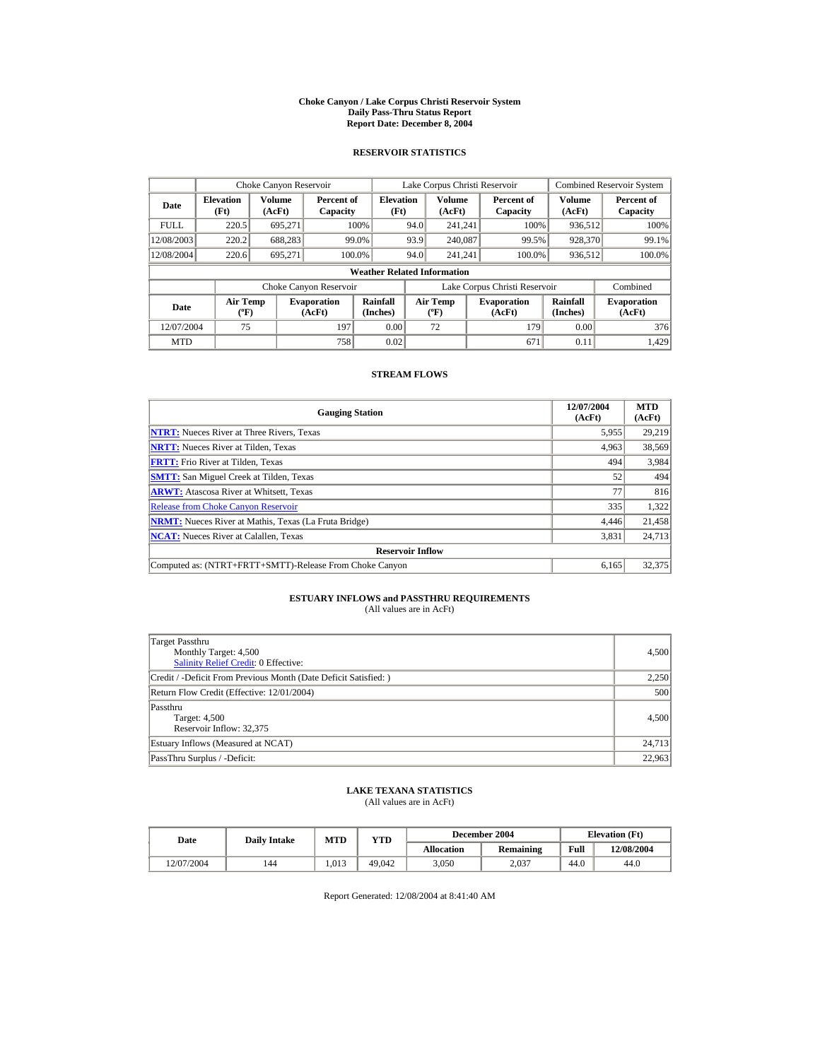# Choke Canyon / Lake Corpus Christi Reservoir System
## Daily Pass-Thru Status Report
## Report Date: December 8, 2004

### RESERVOIR STATISTICS

| Date | Choke Canyon Reservoir | | | Lake Corpus Christi Reservoir | | | Combined Reservoir System | |
|---|---|---|---|---|---|---|---|---|
| | Elevation (Ft) | Volume (AcFt) | Percent of Capacity | Elevation (Ft) | Volume (AcFt) | Percent of Capacity | Volume (AcFt) | Percent of Capacity |
| FULL | 220.5 | 695,271 | 100% | 94.0 | 241,241 | 100% | 936,512 | 100% |
| 12/08/2003 | 220.2 | 688,283 | 99.0% | 93.9 | 240,087 | 99.5% | 928,370 | 99.1% |
| 12/08/2004 | 220.6 | 695,271 | 100.0% | 94.0 | 241,241 | 100.0% | 936,512 | 100.0% |

**Weather Related Information**

| Date | Choke Canyon Reservoir | | | Lake Corpus Christi Reservoir | | | Combined |
|---|---|---|---|---|---|---|---|
| | Air Temp (ºF) | Evaporation (AcFt) | Rainfall (Inches) | Air Temp (ºF) | Evaporation (AcFt) | Rainfall (Inches) | Evaporation (AcFt) |
| 12/07/2004 | 75 | 197 | 0.00 | 72 | 179 | 0.00 | 376 |
| MTD | | 758 | 0.02 | | 671 | 0.11 | 1,429 |

### STREAM FLOWS

| Gauging Station | 12/07/2004 (AcFt) | MTD (AcFt) |
|---|---|---|
| **NTRT:** Nueces River at Three Rivers, Texas | 5,955 | 29,219 |
| **NRTT:** Nueces River at Tilden, Texas | 4,963 | 38,569 |
| **FRTT:** Frio River at Tilden, Texas | 494 | 3,984 |
| **SMTT:** San Miguel Creek at Tilden, Texas | 52 | 494 |
| **ARWT:** Atascosa River at Whitsett, Texas | 77 | 816 |
| Release from Choke Canyon Reservoir | 335 | 1,322 |
| **NRMT:** Nueces River at Mathis, Texas (La Fruta Bridge) | 4,446 | 21,458 |
| **NCAT:** Nueces River at Calallen, Texas | 3,831 | 24,713 |
| **Reservoir Inflow** | | |
| Computed as: (NTRT+FRTT+SMTT)-Release From Choke Canyon | 6,165 | 32,375 |

### ESTUARY INFLOWS and PASSTHRU REQUIREMENTS
(All values are in AcFt)

| | |
|---|---|
| Target Passthru<br>Monthly Target: 4,500<br>Salinity Relief Credit: 0 Effective: | 4,500 |
| Credit / -Deficit From Previous Month (Date Deficit Satisfied: ) | 2,250 |
| Return Flow Credit (Effective: 12/01/2004) | 500 |
| Passthru<br>Target: 4,500<br>Reservoir Inflow: 32,375 | 4,500 |
| Estuary Inflows (Measured at NCAT) | 24,713 |
| PassThru Surplus / -Deficit: | 22,963 |

### LAKE TEXANA STATISTICS
(All values are in AcFt)

| Date | Daily Intake | MTD | YTD | December 2004 | | Elevation (Ft) | |
|---|---|---|---|---|---|---|---|
| | | | | Allocation | Remaining | Full | 12/08/2004 |
| 12/07/2004 | 144 | 1,013 | 49,042 | 3,050 | 2,037 | 44.0 | 44.0 |

Report Generated: 12/08/2004 at 8:41:40 AM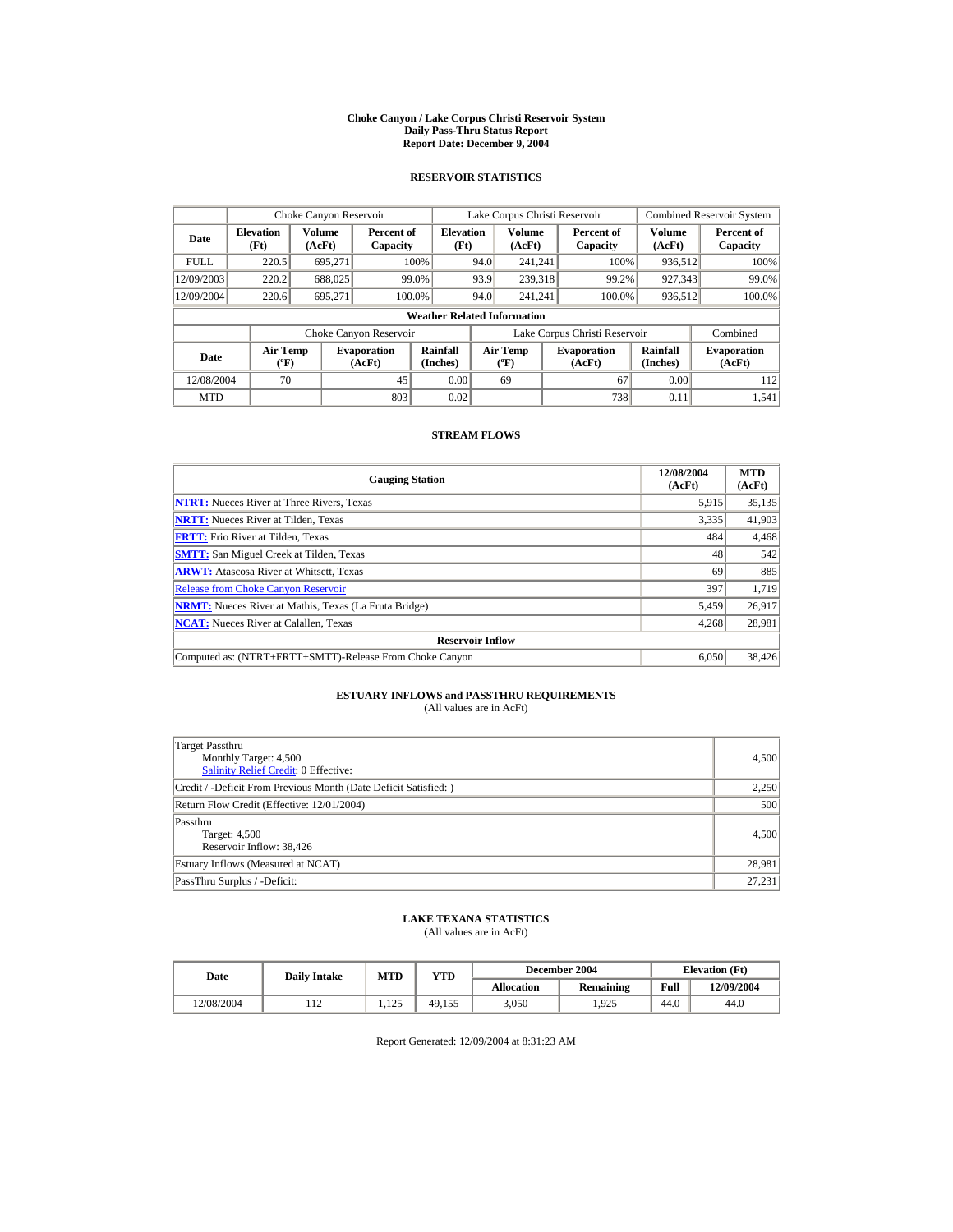# Choke Canyon / Lake Corpus Christi Reservoir System
## Daily Pass-Thru Status Report
## Report Date: December 9, 2004

### RESERVOIR STATISTICS

| | Choke Canyon Reservoir | | | Lake Corpus Christi Reservoir | | | Combined Reservoir System | |
|---|---|---|---|---|---|---|---|---|
| Date | Elevation (Ft) | Volume (AcFt) | Percent of Capacity | Elevation (Ft) | Volume (AcFt) | Percent of Capacity | Volume (AcFt) | Percent of Capacity |
| FULL | 220.5 | 695,271 | 100% | 94.0 | 241,241 | 100% | 936,512 | 100% |
| 12/09/2003 | 220.2 | 688,025 | 99.0% | 93.9 | 239,318 | 99.2% | 927,343 | 99.0% |
| 12/09/2004 | 220.6 | 695,271 | 100.0% | 94.0 | 241,241 | 100.0% | 936,512 | 100.0% |

**Weather Related Information**

| | Choke Canyon Reservoir | | | Lake Corpus Christi Reservoir | | | Combined |
|---|---|---|---|---|---|---|---|
| Date | Air Temp (ºF) | Evaporation (AcFt) | Rainfall (Inches) | Air Temp (ºF) | Evaporation (AcFt) | Rainfall (Inches) | Evaporation (AcFt) |
| 12/08/2004 | 70 | 45 | 0.00 | 69 | 67 | 0.00 | 112 |
| MTD | | 803 | 0.02 | | 738 | 0.11 | 1,541 |

### STREAM FLOWS

| Gauging Station | 12/08/2004 (AcFt) | MTD (AcFt) |
|---|---|---|
| NTRT: Nueces River at Three Rivers, Texas | 5,915 | 35,135 |
| NRTT: Nueces River at Tilden, Texas | 3,335 | 41,903 |
| FRTT: Frio River at Tilden, Texas | 484 | 4,468 |
| SMTT: San Miguel Creek at Tilden, Texas | 48 | 542 |
| ARWT: Atascosa River at Whitsett, Texas | 69 | 885 |
| Release from Choke Canyon Reservoir | 397 | 1,719 |
| NRMT: Nueces River at Mathis, Texas (La Fruta Bridge) | 5,459 | 26,917 |
| NCAT: Nueces River at Calallen, Texas | 4,268 | 28,981 |
| **Reservoir Inflow** | | |
| Computed as: (NTRT+FRTT+SMTT)-Release From Choke Canyon | 6,050 | 38,426 |

### ESTUARY INFLOWS and PASSTHRU REQUIREMENTS
(All values are in AcFt)

| | |
|---|---|
| Target Passthru<br>Monthly Target: 4,500<br>Salinity Relief Credit: 0 Effective: | 4,500 |
| Credit / -Deficit From Previous Month (Date Deficit Satisfied: ) | 2,250 |
| Return Flow Credit (Effective: 12/01/2004) | 500 |
| Passthru<br>Target: 4,500<br>Reservoir Inflow: 38,426 | 4,500 |
| Estuary Inflows (Measured at NCAT) | 28,981 |
| PassThru Surplus / -Deficit: | 27,231 |

### LAKE TEXANA STATISTICS
(All values are in AcFt)

| Date | Daily Intake | MTD | YTD | December 2004 | | Elevation (Ft) | |
|---|---|---|---|---|---|---|---|
| | | | | Allocation | Remaining | Full | 12/09/2004 |
| 12/08/2004 | 112 | 1,125 | 49,155 | 3,050 | 1,925 | 44.0 | 44.0 |

Report Generated: 12/09/2004 at 8:31:23 AM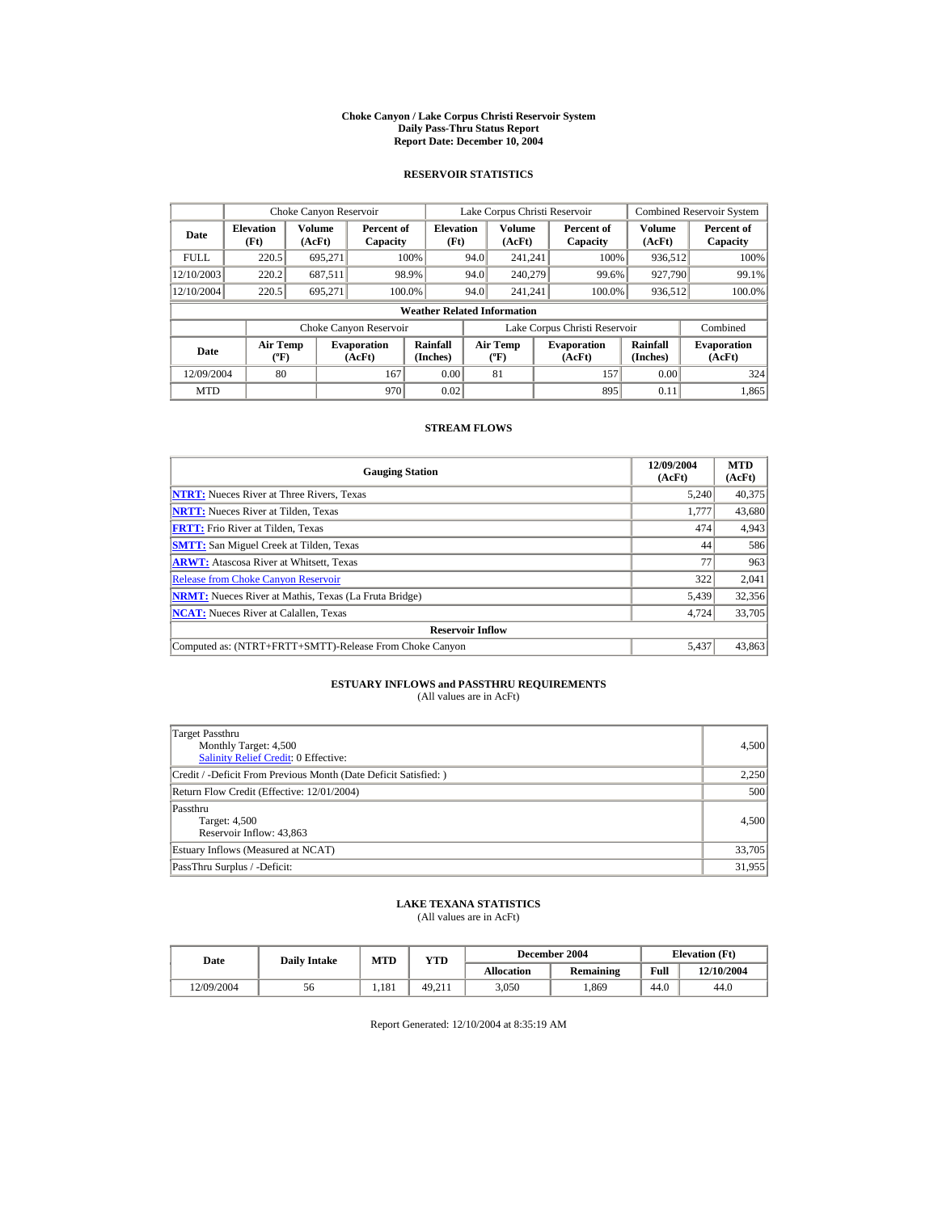**Choke Canyon / Lake Corpus Christi Reservoir System**
**Daily Pass-Thru Status Report**
**Report Date: December 10, 2004**

### RESERVOIR STATISTICS

| | Choke Canyon Reservoir | | | Lake Corpus Christi Reservoir | | | Combined Reservoir System | |
|---|---|---|---|---|---|---|---|---|
| **Date** | **Elevation (Ft)** | **Volume (AcFt)** | **Percent of Capacity** | **Elevation (Ft)** | **Volume (AcFt)** | **Percent of Capacity** | **Volume (AcFt)** | **Percent of Capacity** |
| FULL | 220.5 | 695,271 | 100% | 94.0 | 241,241 | 100% | 936,512 | 100% |
| 12/10/2003 | 220.2 | 687,511 | 98.9% | 94.0 | 240,279 | 99.6% | 927,790 | 99.1% |
| 12/10/2004 | 220.5 | 695,271 | 100.0% | 94.0 | 241,241 | 100.0% | 936,512 | 100.0% |

**Weather Related Information**

| | Choke Canyon Reservoir | | | Lake Corpus Christi Reservoir | | | Combined |
|---|---|---|---|---|---|---|---|
| **Date** | **Air Temp (ºF)** | **Evaporation (AcFt)** | **Rainfall (Inches)** | **Air Temp (ºF)** | **Evaporation (AcFt)** | **Rainfall (Inches)** | **Evaporation (AcFt)** |
| 12/09/2004 | 80 | 167 | 0.00 | 81 | 157 | 0.00 | 324 |
| MTD | | 970 | 0.02 | | 895 | 0.11 | 1,865 |

### STREAM FLOWS

| Gauging Station | 12/09/2004 (AcFt) | MTD (AcFt) |
|---|---|---|
| **NTRT:** Nueces River at Three Rivers, Texas | 5,240 | 40,375 |
| **NRTT:** Nueces River at Tilden, Texas | 1,777 | 43,680 |
| **FRTT:** Frio River at Tilden, Texas | 474 | 4,943 |
| **SMTT:** San Miguel Creek at Tilden, Texas | 44 | 586 |
| **ARWT:** Atascosa River at Whitsett, Texas | 77 | 963 |
| Release from Choke Canyon Reservoir | 322 | 2,041 |
| **NRMT:** Nueces River at Mathis, Texas (La Fruta Bridge) | 5,439 | 32,356 |
| **NCAT:** Nueces River at Calallen, Texas | 4,724 | 33,705 |
| **Reservoir Inflow** | | |
| Computed as: (NTRT+FRTT+SMTT)-Release From Choke Canyon | 5,437 | 43,863 |

### ESTUARY INFLOWS and PASSTHRU REQUIREMENTS
(All values are in AcFt)

| | |
|---|---|
| Target Passthru<br>Monthly Target: 4,500<br>Salinity Relief Credit: 0 Effective: | 4,500 |
| Credit / -Deficit From Previous Month (Date Deficit Satisfied: ) | 2,250 |
| Return Flow Credit (Effective: 12/01/2004) | 500 |
| Passthru<br>Target: 4,500<br>Reservoir Inflow: 43,863 | 4,500 |
| Estuary Inflows (Measured at NCAT) | 33,705 |
| PassThru Surplus / -Deficit: | 31,955 |

### LAKE TEXANA STATISTICS
(All values are in AcFt)

| Date | Daily Intake | MTD | YTD | December 2004 | | Elevation (Ft) | |
|---|---|---|---|---|---|---|---|
| | | | | **Allocation** | **Remaining** | **Full** | **12/10/2004** |
| 12/09/2004 | 56 | 1,181 | 49,211 | 3,050 | 1,869 | 44.0 | 44.0 |

Report Generated: 12/10/2004 at 8:35:19 AM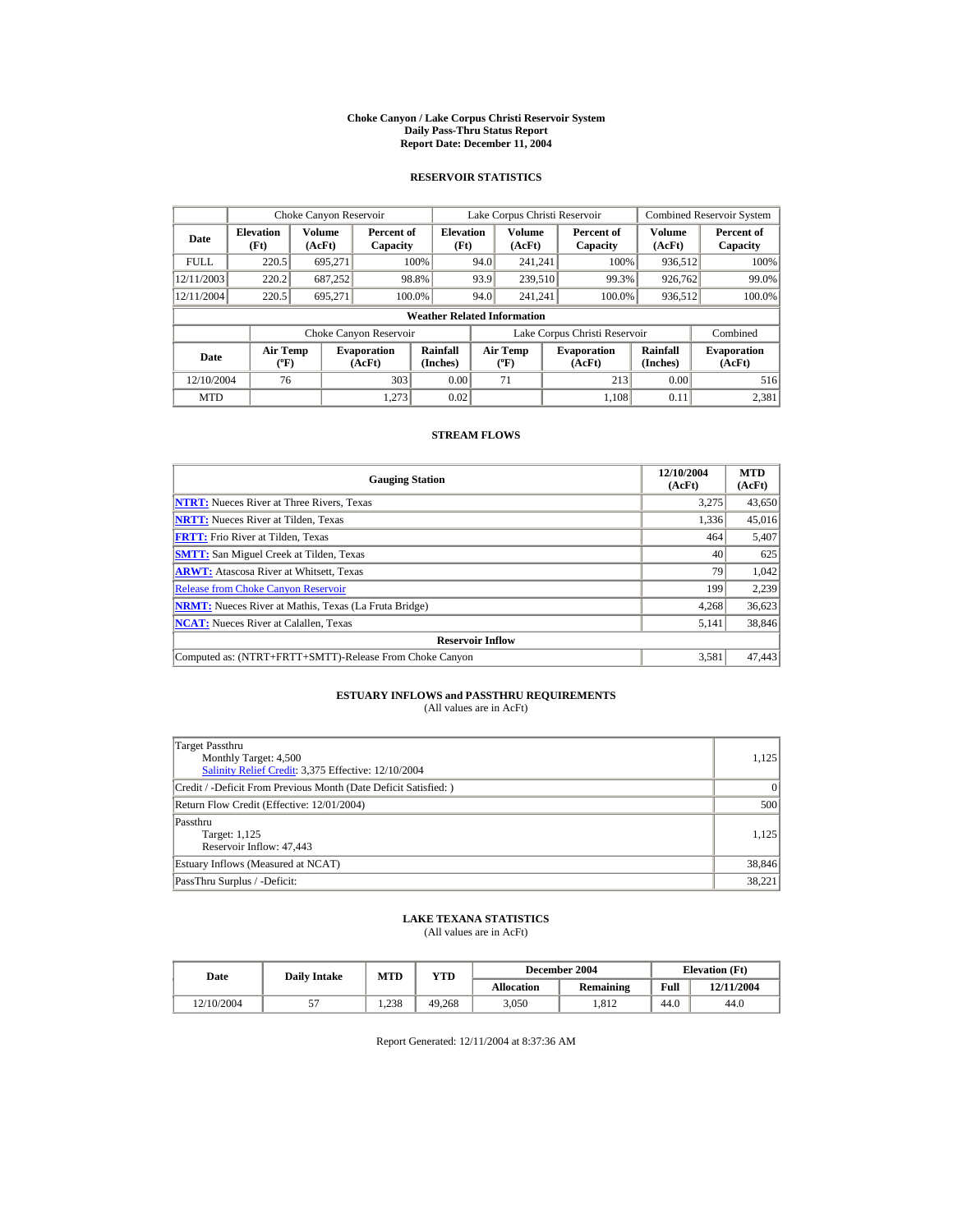# Choke Canyon / Lake Corpus Christi Reservoir System
## Daily Pass-Thru Status Report
### Report Date: December 11, 2004

## RESERVOIR STATISTICS

| | Choke Canyon Reservoir | | | Lake Corpus Christi Reservoir | | | Combined Reservoir System | |
|---|---|---|---|---|---|---|---|---|
| **Date** | **Elevation (Ft)** | **Volume (AcFt)** | **Percent of Capacity** | **Elevation (Ft)** | **Volume (AcFt)** | **Percent of Capacity** | **Volume (AcFt)** | **Percent of Capacity** |
| FULL | 220.5 | 695,271 | 100% | 94.0 | 241,241 | 100% | 936,512 | 100% |
| 12/11/2003 | 220.2 | 687,252 | 98.8% | 93.9 | 239,510 | 99.3% | 926,762 | 99.0% |
| 12/11/2004 | 220.5 | 695,271 | 100.0% | 94.0 | 241,241 | 100.0% | 936,512 | 100.0% |

**Weather Related Information**

| | Choke Canyon Reservoir | | | Lake Corpus Christi Reservoir | | | Combined |
|---|---|---|---|---|---|---|---|
| **Date** | **Air Temp (ºF)** | **Evaporation (AcFt)** | **Rainfall (Inches)** | **Air Temp (ºF)** | **Evaporation (AcFt)** | **Rainfall (Inches)** | **Evaporation (AcFt)** |
| 12/10/2004 | 76 | 303 | 0.00 | 71 | 213 | 0.00 | 516 |
| MTD | | 1,273 | 0.02 | | 1,108 | 0.11 | 2,381 |

## STREAM FLOWS

| Gauging Station | 12/10/2004 (AcFt) | MTD (AcFt) |
|---|---|---|
| **NTRT:** Nueces River at Three Rivers, Texas | 3,275 | 43,650 |
| **NRTT:** Nueces River at Tilden, Texas | 1,336 | 45,016 |
| **FRTT:** Frio River at Tilden, Texas | 464 | 5,407 |
| **SMTT:** San Miguel Creek at Tilden, Texas | 40 | 625 |
| **ARWT:** Atascosa River at Whitsett, Texas | 79 | 1,042 |
| Release from Choke Canyon Reservoir | 199 | 2,239 |
| **NRMT:** Nueces River at Mathis, Texas (La Fruta Bridge) | 4,268 | 36,623 |
| **NCAT:** Nueces River at Calallen, Texas | 5,141 | 38,846 |
| **Reservoir Inflow** | | |
| Computed as: (NTRT+FRTT+SMTT)-Release From Choke Canyon | 3,581 | 47,443 |

## ESTUARY INFLOWS and PASSTHRU REQUIREMENTS
(All values are in AcFt)

| | |
|---|---|
| Target Passthru<br>Monthly Target: 4,500<br>Salinity Relief Credit: 3,375 Effective: 12/10/2004 | 1,125 |
| Credit / -Deficit From Previous Month (Date Deficit Satisfied: ) | 0 |
| Return Flow Credit (Effective: 12/01/2004) | 500 |
| Passthru<br>Target: 1,125<br>Reservoir Inflow: 47,443 | 1,125 |
| Estuary Inflows (Measured at NCAT) | 38,846 |
| PassThru Surplus / -Deficit: | 38,221 |

## LAKE TEXANA STATISTICS
(All values are in AcFt)

| Date | Daily Intake | MTD | YTD | December 2004 | | Elevation (Ft) | |
|---|---|---|---|---|---|---|---|
| | | | | **Allocation** | **Remaining** | **Full** | **12/11/2004** |
| 12/10/2004 | 57 | 1,238 | 49,268 | 3,050 | 1,812 | 44.0 | 44.0 |

Report Generated: 12/11/2004 at 8:37:36 AM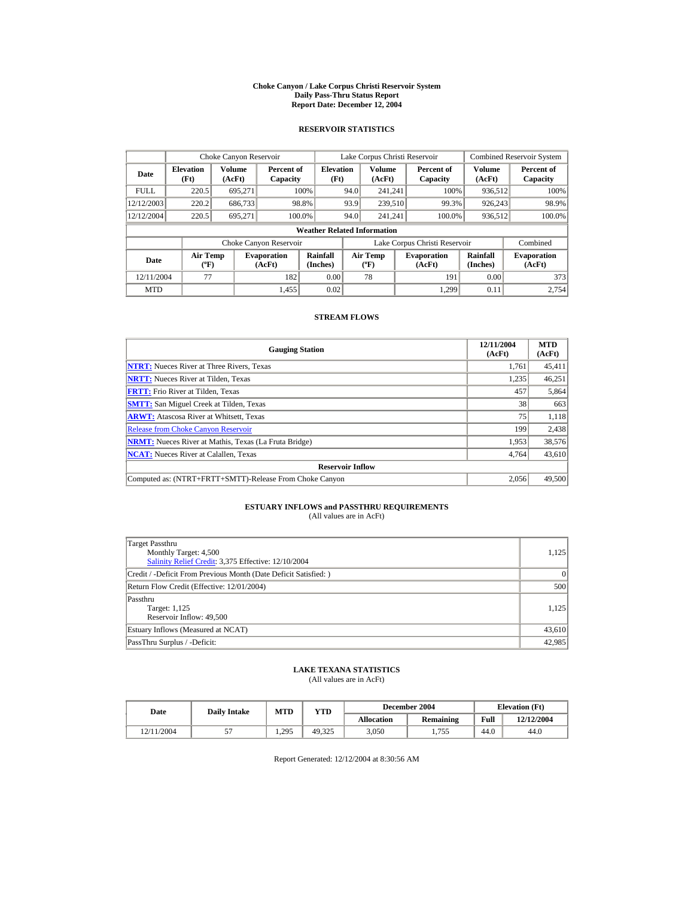# Choke Canyon / Lake Corpus Christi Reservoir System
## Daily Pass-Thru Status Report
## Report Date: December 12, 2004

### RESERVOIR STATISTICS

| Date | Choke Canyon Reservoir | | | Lake Corpus Christi Reservoir | | | Combined Reservoir System | |
|---|---|---|---|---|---|---|---|---|
| | Elevation (Ft) | Volume (AcFt) | Percent of Capacity | Elevation (Ft) | Volume (AcFt) | Percent of Capacity | Volume (AcFt) | Percent of Capacity |
| FULL | 220.5 | 695,271 | 100% | 94.0 | 241,241 | 100% | 936,512 | 100% |
| 12/12/2003 | 220.2 | 686,733 | 98.8% | 93.9 | 239,510 | 99.3% | 926,243 | 98.9% |
| 12/12/2004 | 220.5 | 695,271 | 100.0% | 94.0 | 241,241 | 100.0% | 936,512 | 100.0% |

**Weather Related Information**

| Date | Choke Canyon Reservoir | | | Lake Corpus Christi Reservoir | | | Combined |
|---|---|---|---|---|---|---|---|
| | Air Temp (ºF) | Evaporation (AcFt) | Rainfall (Inches) | Air Temp (ºF) | Evaporation (AcFt) | Rainfall (Inches) | Evaporation (AcFt) |
| 12/11/2004 | 77 | 182 | 0.00 | 78 | 191 | 0.00 | 373 |
| MTD | | 1,455 | 0.02 | | 1,299 | 0.11 | 2,754 |

### STREAM FLOWS

| Gauging Station | 12/11/2004 (AcFt) | MTD (AcFt) |
|---|---|---|
| **NTRT:** Nueces River at Three Rivers, Texas | 1,761 | 45,411 |
| **NRTT:** Nueces River at Tilden, Texas | 1,235 | 46,251 |
| **FRTT:** Frio River at Tilden, Texas | 457 | 5,864 |
| **SMTT:** San Miguel Creek at Tilden, Texas | 38 | 663 |
| **ARWT:** Atascosa River at Whitsett, Texas | 75 | 1,118 |
| Release from Choke Canyon Reservoir | 199 | 2,438 |
| **NRMT:** Nueces River at Mathis, Texas (La Fruta Bridge) | 1,953 | 38,576 |
| **NCAT:** Nueces River at Calallen, Texas | 4,764 | 43,610 |
| **Reservoir Inflow** | | |
| Computed as: (NTRT+FRTT+SMTT)-Release From Choke Canyon | 2,056 | 49,500 |

### ESTUARY INFLOWS and PASSTHRU REQUIREMENTS
(All values are in AcFt)

| | |
|---|---|
| Target Passthru<br>Monthly Target: 4,500<br>Salinity Relief Credit: 3,375 Effective: 12/10/2004 | 1,125 |
| Credit / -Deficit From Previous Month (Date Deficit Satisfied: ) | 0 |
| Return Flow Credit (Effective: 12/01/2004) | 500 |
| Passthru<br>Target: 1,125<br>Reservoir Inflow: 49,500 | 1,125 |
| Estuary Inflows (Measured at NCAT) | 43,610 |
| PassThru Surplus / -Deficit: | 42,985 |

### LAKE TEXANA STATISTICS
(All values are in AcFt)

| Date | Daily Intake | MTD | YTD | December 2004 | | Elevation (Ft) | |
|---|---|---|---|---|---|---|---|
| | | | | Allocation | Remaining | Full | 12/12/2004 |
| 12/11/2004 | 57 | 1,295 | 49,325 | 3,050 | 1,755 | 44.0 | 44.0 |

Report Generated: 12/12/2004 at 8:30:56 AM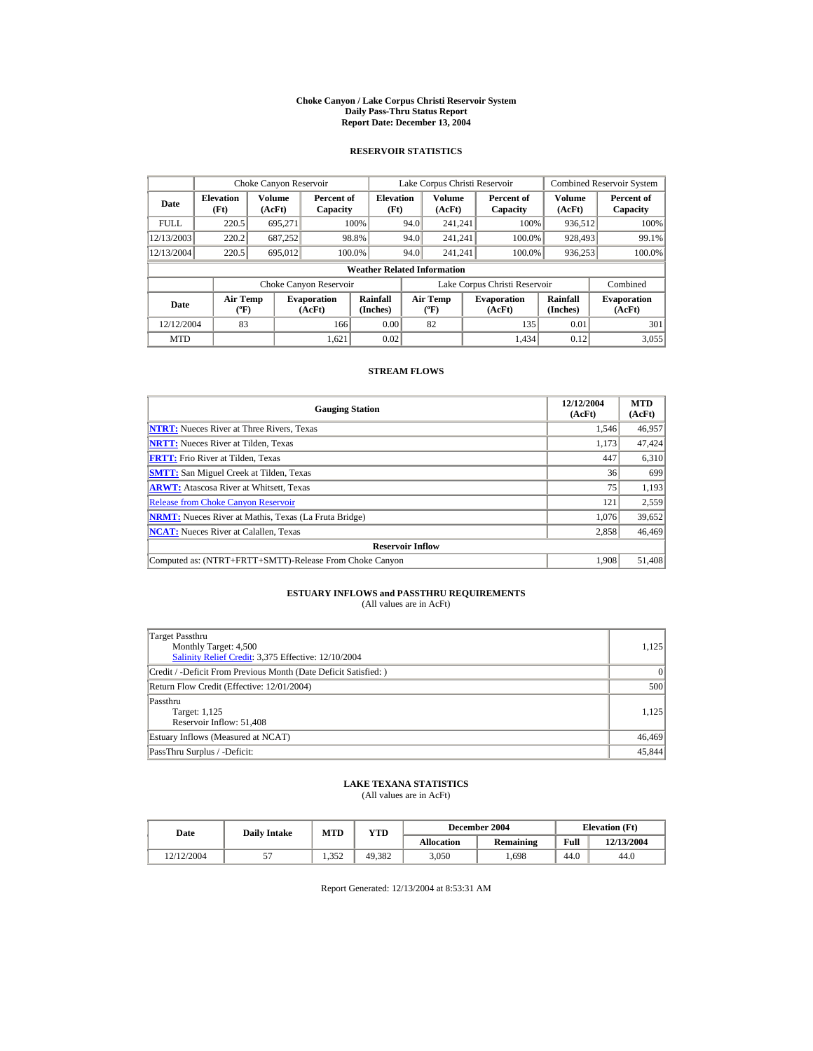# Choke Canyon / Lake Corpus Christi Reservoir System
## Daily Pass-Thru Status Report
## Report Date: December 13, 2004

### RESERVOIR STATISTICS

| Date | Choke Canyon Reservoir | | | Lake Corpus Christi Reservoir | | | Combined Reservoir System | |
|---|---|---|---|---|---|---|---|---|
| | Elevation (Ft) | Volume (AcFt) | Percent of Capacity | Elevation (Ft) | Volume (AcFt) | Percent of Capacity | Volume (AcFt) | Percent of Capacity |
| FULL | 220.5 | 695,271 | 100% | 94.0 | 241,241 | 100% | 936,512 | 100% |
| 12/13/2003 | 220.2 | 687,252 | 98.8% | 94.0 | 241,241 | 100.0% | 928,493 | 99.1% |
| 12/13/2004 | 220.5 | 695,012 | 100.0% | 94.0 | 241,241 | 100.0% | 936,253 | 100.0% |

**Weather Related Information**

| Date | Choke Canyon Reservoir | | | Lake Corpus Christi Reservoir | | | Combined |
|---|---|---|---|---|---|---|---|
| | Air Temp (ºF) | Evaporation (AcFt) | Rainfall (Inches) | Air Temp (ºF) | Evaporation (AcFt) | Rainfall (Inches) | Evaporation (AcFt) |
| 12/12/2004 | 83 | 166 | 0.00 | 82 | 135 | 0.01 | 301 |
| MTD | | 1,621 | 0.02 | | 1,434 | 0.12 | 3,055 |

### STREAM FLOWS

| Gauging Station | 12/12/2004 (AcFt) | MTD (AcFt) |
|---|---|---|
| NTRT: Nueces River at Three Rivers, Texas | 1,546 | 46,957 |
| NRTT: Nueces River at Tilden, Texas | 1,173 | 47,424 |
| FRTT: Frio River at Tilden, Texas | 447 | 6,310 |
| SMTT: San Miguel Creek at Tilden, Texas | 36 | 699 |
| ARWT: Atascosa River at Whitsett, Texas | 75 | 1,193 |
| Release from Choke Canyon Reservoir | 121 | 2,559 |
| NRMT: Nueces River at Mathis, Texas (La Fruta Bridge) | 1,076 | 39,652 |
| NCAT: Nueces River at Calallen, Texas | 2,858 | 46,469 |
| **Reservoir Inflow** | | |
| Computed as: (NTRT+FRTT+SMTT)-Release From Choke Canyon | 1,908 | 51,408 |

### ESTUARY INFLOWS and PASSTHRU REQUIREMENTS
(All values are in AcFt)

| | |
|---|---|
| Target Passthru<br>Monthly Target: 4,500<br>Salinity Relief Credit: 3,375 Effective: 12/10/2004 | 1,125 |
| Credit / -Deficit From Previous Month (Date Deficit Satisfied: ) | 0 |
| Return Flow Credit (Effective: 12/01/2004) | 500 |
| Passthru<br>Target: 1,125<br>Reservoir Inflow: 51,408 | 1,125 |
| Estuary Inflows (Measured at NCAT) | 46,469 |
| PassThru Surplus / -Deficit: | 45,844 |

### LAKE TEXANA STATISTICS
(All values are in AcFt)

| Date | Daily Intake | MTD | YTD | December 2004 | | Elevation (Ft) | |
|---|---|---|---|---|---|---|---|
| | | | | Allocation | Remaining | Full | 12/13/2004 |
| 12/12/2004 | 57 | 1,352 | 49,382 | 3,050 | 1,698 | 44.0 | 44.0 |

Report Generated: 12/13/2004 at 8:53:31 AM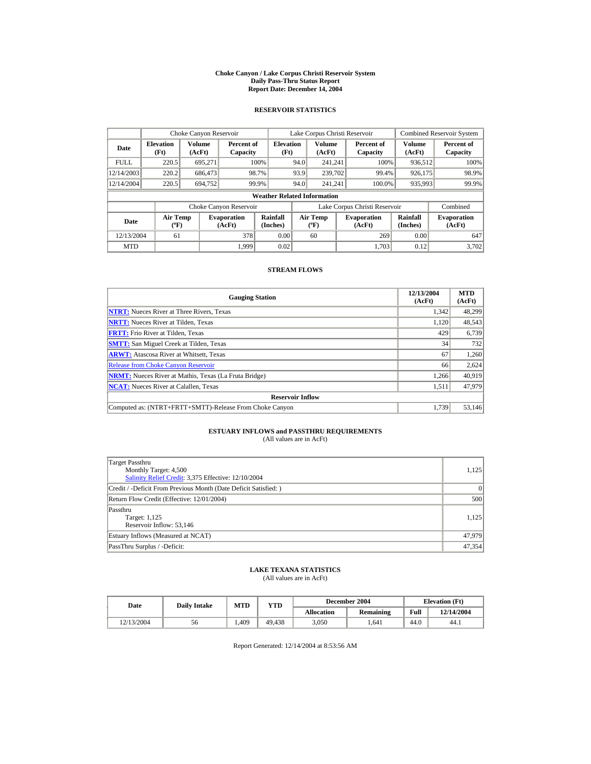# Choke Canyon / Lake Corpus Christi Reservoir System
## Daily Pass-Thru Status Report
## Report Date: December 14, 2004

### RESERVOIR STATISTICS

| Date | Choke Canyon Reservoir | | | Lake Corpus Christi Reservoir | | | Combined Reservoir System | |
|---|---|---|---|---|---|---|---|---|
| | Elevation (Ft) | Volume (AcFt) | Percent of Capacity | Elevation (Ft) | Volume (AcFt) | Percent of Capacity | Volume (AcFt) | Percent of Capacity |
| FULL | 220.5 | 695,271 | 100% | 94.0 | 241,241 | 100% | 936,512 | 100% |
| 12/14/2003 | 220.2 | 686,473 | 98.7% | 93.9 | 239,702 | 99.4% | 926,175 | 98.9% |
| 12/14/2004 | 220.5 | 694,752 | 99.9% | 94.0 | 241,241 | 100.0% | 935,993 | 99.9% |

**Weather Related Information**

| Date | Choke Canyon Reservoir | | | Lake Corpus Christi Reservoir | | | Combined |
|---|---|---|---|---|---|---|---|
| | Air Temp (ºF) | Evaporation (AcFt) | Rainfall (Inches) | Air Temp (ºF) | Evaporation (AcFt) | Rainfall (Inches) | Evaporation (AcFt) |
| 12/13/2004 | 61 | 378 | 0.00 | 60 | 269 | 0.00 | 647 |
| MTD | | 1,999 | 0.02 | | 1,703 | 0.12 | 3,702 |

### STREAM FLOWS

| Gauging Station | 12/13/2004 (AcFt) | MTD (AcFt) |
|---|---|---|
| NTRT: Nueces River at Three Rivers, Texas | 1,342 | 48,299 |
| NRTT: Nueces River at Tilden, Texas | 1,120 | 48,543 |
| FRTT: Frio River at Tilden, Texas | 429 | 6,739 |
| SMTT: San Miguel Creek at Tilden, Texas | 34 | 732 |
| ARWT: Atascosa River at Whitsett, Texas | 67 | 1,260 |
| Release from Choke Canyon Reservoir | 66 | 2,624 |
| NRMT: Nueces River at Mathis, Texas (La Fruta Bridge) | 1,266 | 40,919 |
| NCAT: Nueces River at Calallen, Texas | 1,511 | 47,979 |
| **Reservoir Inflow** | | |
| Computed as: (NTRT+FRTT+SMTT)-Release From Choke Canyon | 1,739 | 53,146 |

### ESTUARY INFLOWS and PASSTHRU REQUIREMENTS
(All values are in AcFt)

| | |
|---|---|
| Target Passthru<br>Monthly Target: 4,500<br>Salinity Relief Credit: 3,375 Effective: 12/10/2004 | 1,125 |
| Credit / -Deficit From Previous Month (Date Deficit Satisfied: ) | 0 |
| Return Flow Credit (Effective: 12/01/2004) | 500 |
| Passthru<br>Target: 1,125<br>Reservoir Inflow: 53,146 | 1,125 |
| Estuary Inflows (Measured at NCAT) | 47,979 |
| PassThru Surplus / -Deficit: | 47,354 |

### LAKE TEXANA STATISTICS
(All values are in AcFt)

| Date | Daily Intake | MTD | YTD | December 2004 | | Elevation (Ft) | |
|---|---|---|---|---|---|---|---|
| | | | | Allocation | Remaining | Full | 12/14/2004 |
| 12/13/2004 | 56 | 1,409 | 49,438 | 3,050 | 1,641 | 44.0 | 44.1 |

Report Generated: 12/14/2004 at 8:53:56 AM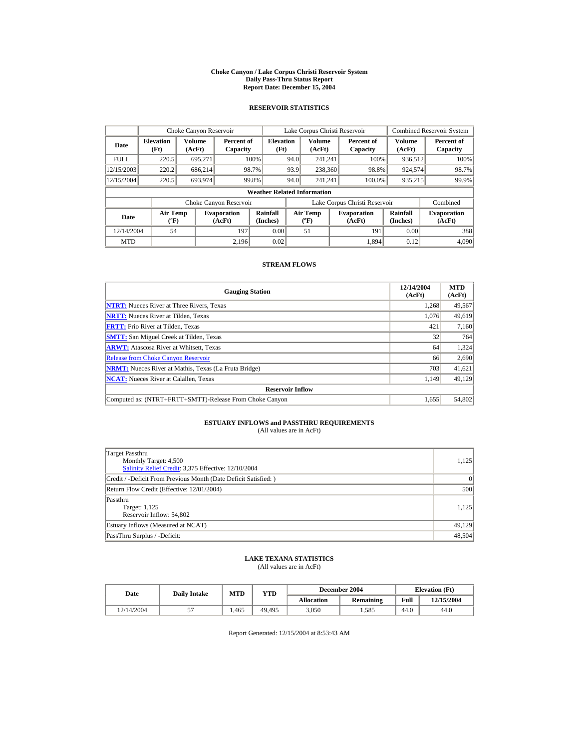# Choke Canyon / Lake Corpus Christi Reservoir System
## Daily Pass-Thru Status Report
## Report Date: December 15, 2004

### RESERVOIR STATISTICS

| Date | Choke Canyon Reservoir | | | Lake Corpus Christi Reservoir | | | Combined Reservoir System | |
|---|---|---|---|---|---|---|---|---|
| | Elevation (Ft) | Volume (AcFt) | Percent of Capacity | Elevation (Ft) | Volume (AcFt) | Percent of Capacity | Volume (AcFt) | Percent of Capacity |
| FULL | 220.5 | 695,271 | 100% | 94.0 | 241,241 | 100% | 936,512 | 100% |
| 12/15/2003 | 220.2 | 686,214 | 98.7% | 93.9 | 238,360 | 98.8% | 924,574 | 98.7% |
| 12/15/2004 | 220.5 | 693,974 | 99.8% | 94.0 | 241,241 | 100.0% | 935,215 | 99.9% |

**Weather Related Information**

| Date | Choke Canyon Reservoir | | | Lake Corpus Christi Reservoir | | | Combined |
|---|---|---|---|---|---|---|---|
| | Air Temp (ºF) | Evaporation (AcFt) | Rainfall (Inches) | Air Temp (ºF) | Evaporation (AcFt) | Rainfall (Inches) | Evaporation (AcFt) |
| 12/14/2004 | 54 | 197 | 0.00 | 51 | 191 | 0.00 | 388 |
| MTD | | 2,196 | 0.02 | | 1,894 | 0.12 | 4,090 |

### STREAM FLOWS

| Gauging Station | 12/14/2004 (AcFt) | MTD (AcFt) |
|---|---|---|
| NTRT: Nueces River at Three Rivers, Texas | 1,268 | 49,567 |
| NRTT: Nueces River at Tilden, Texas | 1,076 | 49,619 |
| FRTT: Frio River at Tilden, Texas | 421 | 7,160 |
| SMTT: San Miguel Creek at Tilden, Texas | 32 | 764 |
| ARWT: Atascosa River at Whitsett, Texas | 64 | 1,324 |
| Release from Choke Canyon Reservoir | 66 | 2,690 |
| NRMT: Nueces River at Mathis, Texas (La Fruta Bridge) | 703 | 41,621 |
| NCAT: Nueces River at Calallen, Texas | 1,149 | 49,129 |
| **Reservoir Inflow** | | |
| Computed as: (NTRT+FRTT+SMTT)-Release From Choke Canyon | 1,655 | 54,802 |

### ESTUARY INFLOWS and PASSTHRU REQUIREMENTS
(All values are in AcFt)

| | |
|---|---|
| Target Passthru<br>Monthly Target: 4,500<br>Salinity Relief Credit: 3,375 Effective: 12/10/2004 | 1,125 |
| Credit / -Deficit From Previous Month (Date Deficit Satisfied: ) | 0 |
| Return Flow Credit (Effective: 12/01/2004) | 500 |
| Passthru<br>Target: 1,125<br>Reservoir Inflow: 54,802 | 1,125 |
| Estuary Inflows (Measured at NCAT) | 49,129 |
| PassThru Surplus / -Deficit: | 48,504 |

### LAKE TEXANA STATISTICS
(All values are in AcFt)

| Date | Daily Intake | MTD | YTD | December 2004 | | Elevation (Ft) | |
|---|---|---|---|---|---|---|---|
| | | | | Allocation | Remaining | Full | 12/15/2004 |
| 12/14/2004 | 57 | 1,465 | 49,495 | 3,050 | 1,585 | 44.0 | 44.0 |

Report Generated: 12/15/2004 at 8:53:43 AM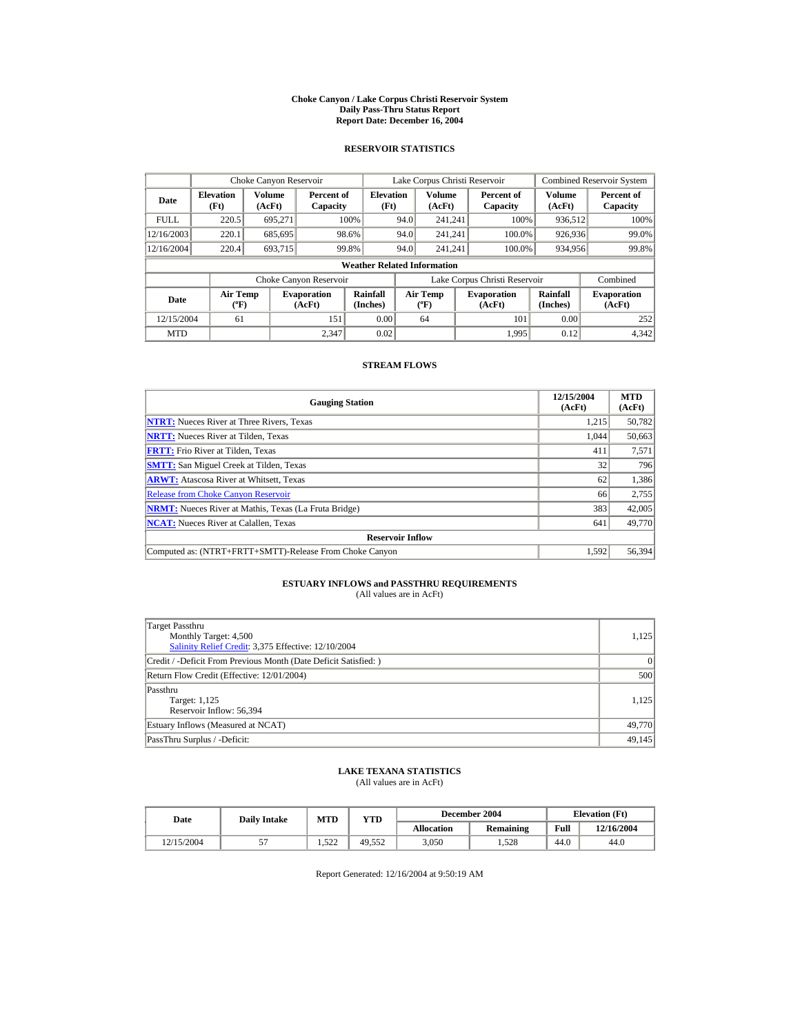# Choke Canyon / Lake Corpus Christi Reservoir System
## Daily Pass-Thru Status Report
## Report Date: December 16, 2004

### RESERVOIR STATISTICS

| Date | Choke Canyon Reservoir | | | Lake Corpus Christi Reservoir | | | Combined Reservoir System | |
|---|---|---|---|---|---|---|---|---|
| | Elevation (Ft) | Volume (AcFt) | Percent of Capacity | Elevation (Ft) | Volume (AcFt) | Percent of Capacity | Volume (AcFt) | Percent of Capacity |
| FULL | 220.5 | 695,271 | 100% | 94.0 | 241,241 | 100% | 936,512 | 100% |
| 12/16/2003 | 220.1 | 685,695 | 98.6% | 94.0 | 241,241 | 100.0% | 926,936 | 99.0% |
| 12/16/2004 | 220.4 | 693,715 | 99.8% | 94.0 | 241,241 | 100.0% | 934,956 | 99.8% |

**Weather Related Information**

| Date | Choke Canyon Reservoir | | | Lake Corpus Christi Reservoir | | | Combined |
|---|---|---|---|---|---|---|---|
| | Air Temp (ºF) | Evaporation (AcFt) | Rainfall (Inches) | Air Temp (ºF) | Evaporation (AcFt) | Rainfall (Inches) | Evaporation (AcFt) |
| 12/15/2004 | 61 | 151 | 0.00 | 64 | 101 | 0.00 | 252 |
| MTD | | 2,347 | 0.02 | | 1,995 | 0.12 | 4,342 |

### STREAM FLOWS

| Gauging Station | 12/15/2004 (AcFt) | MTD (AcFt) |
|---|---|---|
| NTRT: Nueces River at Three Rivers, Texas | 1,215 | 50,782 |
| NRTT: Nueces River at Tilden, Texas | 1,044 | 50,663 |
| FRTT: Frio River at Tilden, Texas | 411 | 7,571 |
| SMTT: San Miguel Creek at Tilden, Texas | 32 | 796 |
| ARWT: Atascosa River at Whitsett, Texas | 62 | 1,386 |
| Release from Choke Canyon Reservoir | 66 | 2,755 |
| NRMT: Nueces River at Mathis, Texas (La Fruta Bridge) | 383 | 42,005 |
| NCAT: Nueces River at Calallen, Texas | 641 | 49,770 |
| **Reservoir Inflow** | | |
| Computed as: (NTRT+FRTT+SMTT)-Release From Choke Canyon | 1,592 | 56,394 |

### ESTUARY INFLOWS and PASSTHRU REQUIREMENTS
(All values are in AcFt)

| Item | Value |
|---|---|
| Target Passthru<br>Monthly Target: 4,500<br>Salinity Relief Credit: 3,375 Effective: 12/10/2004 | 1,125 |
| Credit / -Deficit From Previous Month (Date Deficit Satisfied: ) | 0 |
| Return Flow Credit (Effective: 12/01/2004) | 500 |
| Passthru<br>Target: 1,125<br>Reservoir Inflow: 56,394 | 1,125 |
| Estuary Inflows (Measured at NCAT) | 49,770 |
| PassThru Surplus / -Deficit: | 49,145 |

### LAKE TEXANA STATISTICS
(All values are in AcFt)

| Date | Daily Intake | MTD | YTD | December 2004 | | Elevation (Ft) | |
|---|---|---|---|---|---|---|---|
| | | | | Allocation | Remaining | Full | 12/16/2004 |
| 12/15/2004 | 57 | 1,522 | 49,552 | 3,050 | 1,528 | 44.0 | 44.0 |

Report Generated: 12/16/2004 at 9:50:19 AM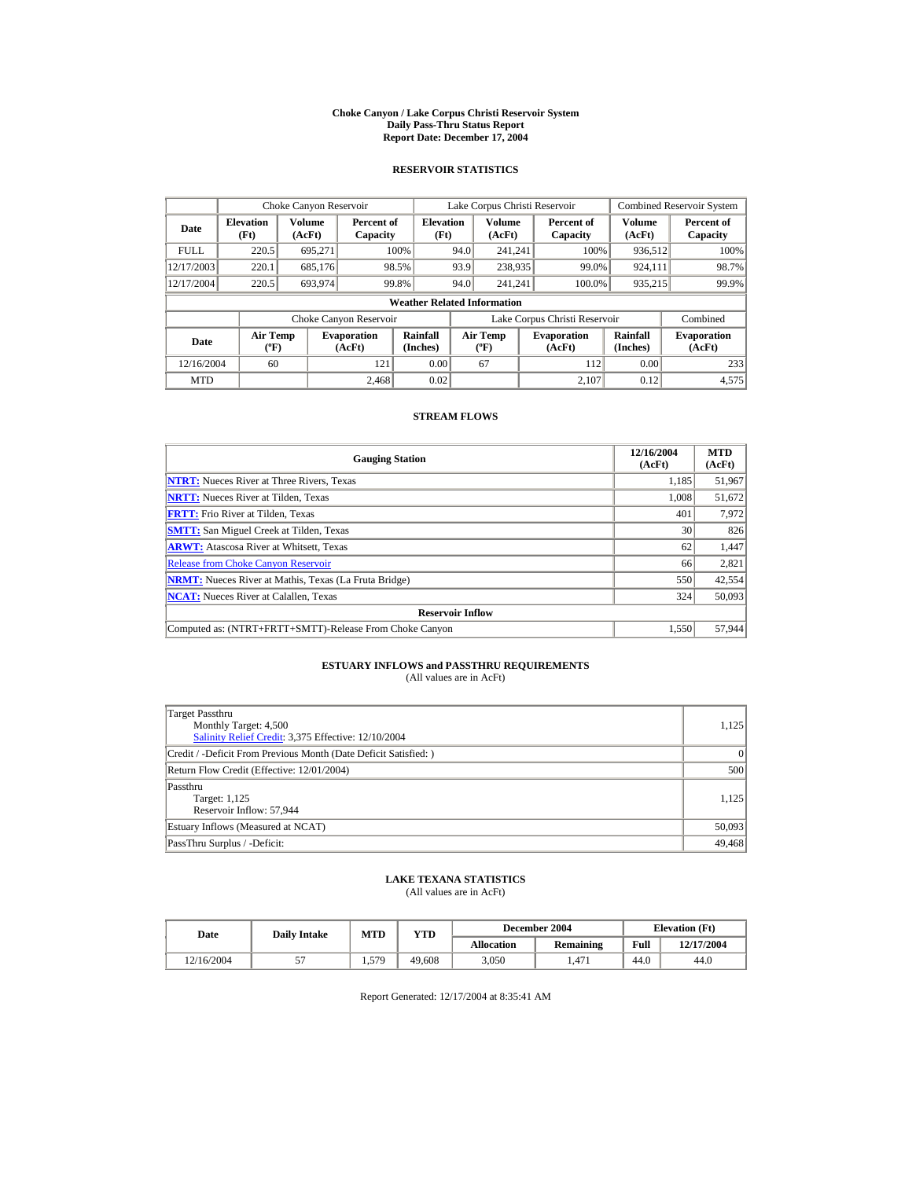# Choke Canyon / Lake Corpus Christi Reservoir System
## Daily Pass-Thru Status Report
## Report Date: December 17, 2004

### RESERVOIR STATISTICS

| Date | Choke Canyon Reservoir | | | Lake Corpus Christi Reservoir | | | Combined Reservoir System | |
|---|---|---|---|---|---|---|---|---|
| | Elevation (Ft) | Volume (AcFt) | Percent of Capacity | Elevation (Ft) | Volume (AcFt) | Percent of Capacity | Volume (AcFt) | Percent of Capacity |
| FULL | 220.5 | 695,271 | 100% | 94.0 | 241,241 | 100% | 936,512 | 100% |
| 12/17/2003 | 220.1 | 685,176 | 98.5% | 93.9 | 238,935 | 99.0% | 924,111 | 98.7% |
| 12/17/2004 | 220.5 | 693,974 | 99.8% | 94.0 | 241,241 | 100.0% | 935,215 | 99.9% |

**Weather Related Information**

| Date | Choke Canyon Reservoir | | | Lake Corpus Christi Reservoir | | | Combined |
|---|---|---|---|---|---|---|---|
| | Air Temp (ºF) | Evaporation (AcFt) | Rainfall (Inches) | Air Temp (ºF) | Evaporation (AcFt) | Rainfall (Inches) | Evaporation (AcFt) |
| 12/16/2004 | 60 | 121 | 0.00 | 67 | 112 | 0.00 | 233 |
| MTD | | 2,468 | 0.02 | | 2,107 | 0.12 | 4,575 |

### STREAM FLOWS

| Gauging Station | 12/16/2004 (AcFt) | MTD (AcFt) |
|---|---|---|
| **NTRT:** Nueces River at Three Rivers, Texas | 1,185 | 51,967 |
| **NRTT:** Nueces River at Tilden, Texas | 1,008 | 51,672 |
| **FRTT:** Frio River at Tilden, Texas | 401 | 7,972 |
| **SMTT:** San Miguel Creek at Tilden, Texas | 30 | 826 |
| **ARWT:** Atascosa River at Whitsett, Texas | 62 | 1,447 |
| Release from Choke Canyon Reservoir | 66 | 2,821 |
| **NRMT:** Nueces River at Mathis, Texas (La Fruta Bridge) | 550 | 42,554 |
| **NCAT:** Nueces River at Calallen, Texas | 324 | 50,093 |
| **Reservoir Inflow** | | |
| Computed as: (NTRT+FRTT+SMTT)-Release From Choke Canyon | 1,550 | 57,944 |

### ESTUARY INFLOWS and PASSTHRU REQUIREMENTS
(All values are in AcFt)

| | |
|---|---|
| Target Passthru<br>Monthly Target: 4,500<br>Salinity Relief Credit: 3,375 Effective: 12/10/2004 | 1,125 |
| Credit / -Deficit From Previous Month (Date Deficit Satisfied: ) | 0 |
| Return Flow Credit (Effective: 12/01/2004) | 500 |
| Passthru<br>Target: 1,125<br>Reservoir Inflow: 57,944 | 1,125 |
| Estuary Inflows (Measured at NCAT) | 50,093 |
| PassThru Surplus / -Deficit: | 49,468 |

### LAKE TEXANA STATISTICS
(All values are in AcFt)

| Date | Daily Intake | MTD | YTD | December 2004 | | Elevation (Ft) | |
|---|---|---|---|---|---|---|---|
| | | | | Allocation | Remaining | Full | 12/17/2004 |
| 12/16/2004 | 57 | 1,579 | 49,608 | 3,050 | 1,471 | 44.0 | 44.0 |

Report Generated: 12/17/2004 at 8:35:41 AM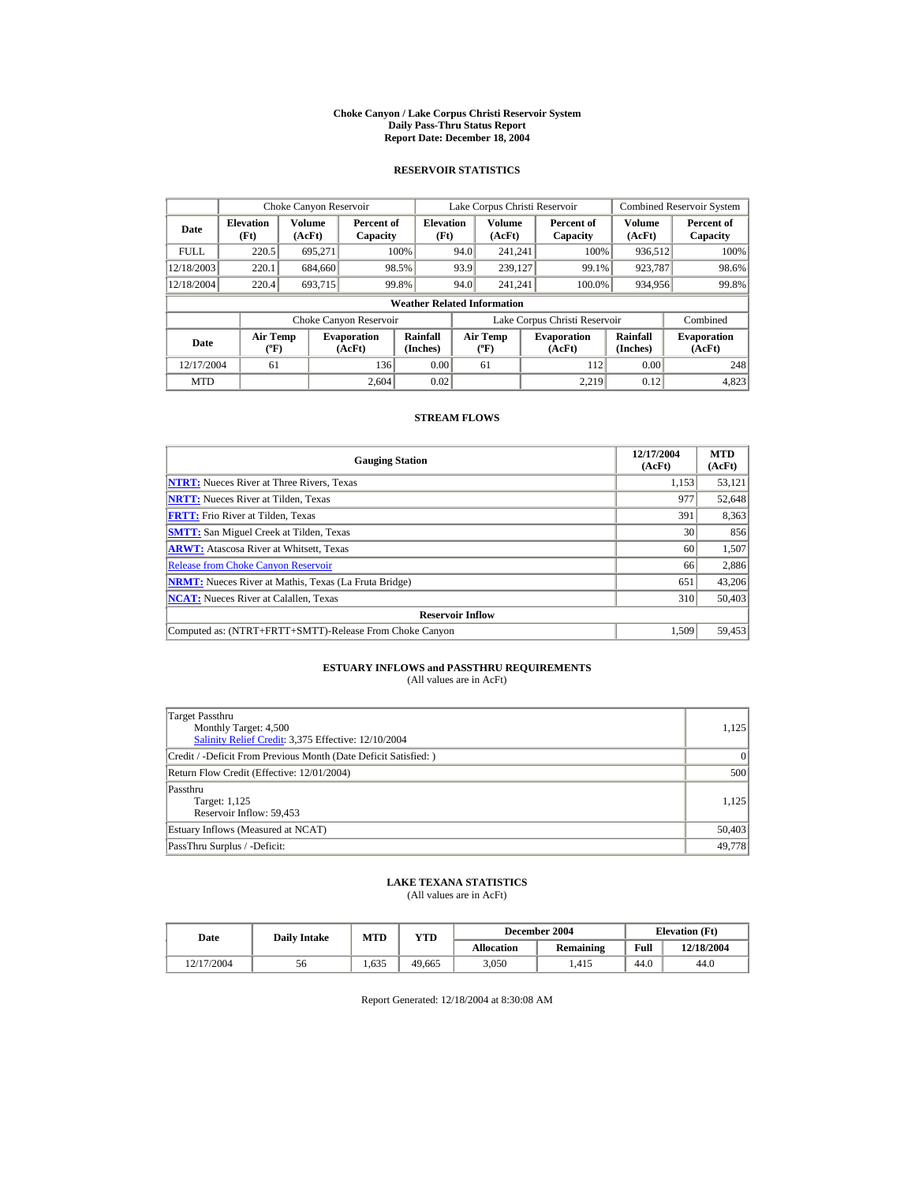# Choke Canyon / Lake Corpus Christi Reservoir System
## Daily Pass-Thru Status Report
## Report Date: December 18, 2004

### RESERVOIR STATISTICS

| Date | Choke Canyon Reservoir | | | Lake Corpus Christi Reservoir | | | Combined Reservoir System | |
|---|---|---|---|---|---|---|---|---|
| | Elevation (Ft) | Volume (AcFt) | Percent of Capacity | Elevation (Ft) | Volume (AcFt) | Percent of Capacity | Volume (AcFt) | Percent of Capacity |
| FULL | 220.5 | 695,271 | 100% | 94.0 | 241,241 | 100% | 936,512 | 100% |
| 12/18/2003 | 220.1 | 684,660 | 98.5% | 93.9 | 239,127 | 99.1% | 923,787 | 98.6% |
| 12/18/2004 | 220.4 | 693,715 | 99.8% | 94.0 | 241,241 | 100.0% | 934,956 | 99.8% |

**Weather Related Information**

| Date | Choke Canyon Reservoir | | | Lake Corpus Christi Reservoir | | | Combined |
|---|---|---|---|---|---|---|---|
| | Air Temp (ºF) | Evaporation (AcFt) | Rainfall (Inches) | Air Temp (ºF) | Evaporation (AcFt) | Rainfall (Inches) | Evaporation (AcFt) |
| 12/17/2004 | 61 | 136 | 0.00 | 61 | 112 | 0.00 | 248 |
| MTD | | 2,604 | 0.02 | | 2,219 | 0.12 | 4,823 |

### STREAM FLOWS

| Gauging Station | 12/17/2004 (AcFt) | MTD (AcFt) |
|---|---|---|
| **NTRT:** Nueces River at Three Rivers, Texas | 1,153 | 53,121 |
| **NRTT:** Nueces River at Tilden, Texas | 977 | 52,648 |
| **FRTT:** Frio River at Tilden, Texas | 391 | 8,363 |
| **SMTT:** San Miguel Creek at Tilden, Texas | 30 | 856 |
| **ARWT:** Atascosa River at Whitsett, Texas | 60 | 1,507 |
| Release from Choke Canyon Reservoir | 66 | 2,886 |
| **NRMT:** Nueces River at Mathis, Texas (La Fruta Bridge) | 651 | 43,206 |
| **NCAT:** Nueces River at Calallen, Texas | 310 | 50,403 |
| **Reservoir Inflow** | | |
| Computed as: (NTRT+FRTT+SMTT)-Release From Choke Canyon | 1,509 | 59,453 |

### ESTUARY INFLOWS and PASSTHRU REQUIREMENTS
(All values are in AcFt)

| | |
|---|---|
| Target Passthru<br>Monthly Target: 4,500<br>Salinity Relief Credit: 3,375 Effective: 12/10/2004 | 1,125 |
| Credit / -Deficit From Previous Month (Date Deficit Satisfied: ) | 0 |
| Return Flow Credit (Effective: 12/01/2004) | 500 |
| Passthru<br>Target: 1,125<br>Reservoir Inflow: 59,453 | 1,125 |
| Estuary Inflows (Measured at NCAT) | 50,403 |
| PassThru Surplus / -Deficit: | 49,778 |

### LAKE TEXANA STATISTICS
(All values are in AcFt)

| Date | Daily Intake | MTD | YTD | December 2004 | | Elevation (Ft) | |
|---|---|---|---|---|---|---|---|
| | | | | Allocation | Remaining | Full | 12/18/2004 |
| 12/17/2004 | 56 | 1,635 | 49,665 | 3,050 | 1,415 | 44.0 | 44.0 |

Report Generated: 12/18/2004 at 8:30:08 AM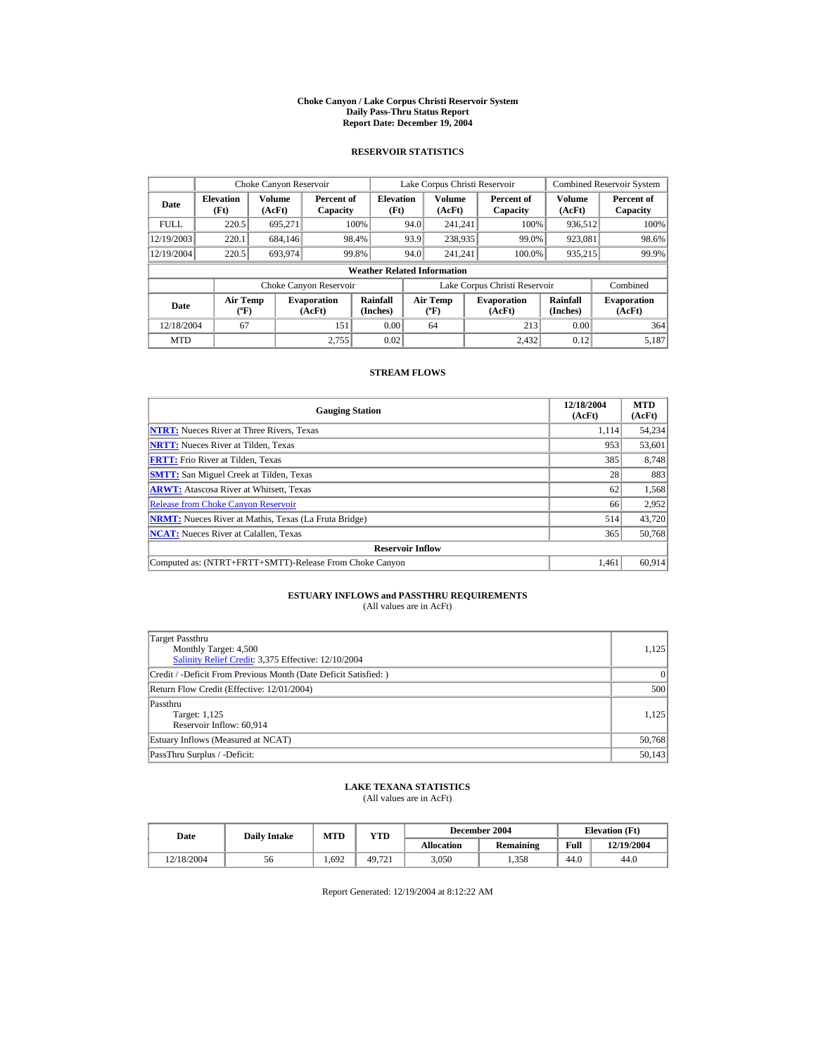# Choke Canyon / Lake Corpus Christi Reservoir System
## Daily Pass-Thru Status Report
## Report Date: December 19, 2004

### RESERVOIR STATISTICS

| | Choke Canyon Reservoir | | | Lake Corpus Christi Reservoir | | | Combined Reservoir System | |
|---|---|---|---|---|---|---|---|---|
| Date | Elevation (Ft) | Volume (AcFt) | Percent of Capacity | Elevation (Ft) | Volume (AcFt) | Percent of Capacity | Volume (AcFt) | Percent of Capacity |
| FULL | 220.5 | 695,271 | 100% | 94.0 | 241,241 | 100% | 936,512 | 100% |
| 12/19/2003 | 220.1 | 684,146 | 98.4% | 93.9 | 238,935 | 99.0% | 923,081 | 98.6% |
| 12/19/2004 | 220.5 | 693,974 | 99.8% | 94.0 | 241,241 | 100.0% | 935,215 | 99.9% |

**Weather Related Information**

| | Choke Canyon Reservoir | | | Lake Corpus Christi Reservoir | | | Combined |
|---|---|---|---|---|---|---|---|
| Date | Air Temp (ºF) | Evaporation (AcFt) | Rainfall (Inches) | Air Temp (ºF) | Evaporation (AcFt) | Rainfall (Inches) | Evaporation (AcFt) |
| 12/18/2004 | 67 | 151 | 0.00 | 64 | 213 | 0.00 | 364 |
| MTD | | 2,755 | 0.02 | | 2,432 | 0.12 | 5,187 |

### STREAM FLOWS

| Gauging Station | 12/18/2004 (AcFt) | MTD (AcFt) |
|---|---|---|
| **NTRT:** Nueces River at Three Rivers, Texas | 1,114 | 54,234 |
| **NRTT:** Nueces River at Tilden, Texas | 953 | 53,601 |
| **FRTT:** Frio River at Tilden, Texas | 385 | 8,748 |
| **SMTT:** San Miguel Creek at Tilden, Texas | 28 | 883 |
| **ARWT:** Atascosa River at Whitsett, Texas | 62 | 1,568 |
| Release from Choke Canyon Reservoir | 66 | 2,952 |
| **NRMT:** Nueces River at Mathis, Texas (La Fruta Bridge) | 514 | 43,720 |
| **NCAT:** Nueces River at Calallen, Texas | 365 | 50,768 |
| **Reservoir Inflow** | | |
| Computed as: (NTRT+FRTT+SMTT)-Release From Choke Canyon | 1,461 | 60,914 |

### ESTUARY INFLOWS and PASSTHRU REQUIREMENTS
(All values are in AcFt)

| | |
|---|---|
| Target Passthru<br>Monthly Target: 4,500<br>Salinity Relief Credit: 3,375 Effective: 12/10/2004 | 1,125 |
| Credit / -Deficit From Previous Month (Date Deficit Satisfied: ) | 0 |
| Return Flow Credit (Effective: 12/01/2004) | 500 |
| Passthru<br>Target: 1,125<br>Reservoir Inflow: 60,914 | 1,125 |
| Estuary Inflows (Measured at NCAT) | 50,768 |
| PassThru Surplus / -Deficit: | 50,143 |

### LAKE TEXANA STATISTICS
(All values are in AcFt)

| Date | Daily Intake | MTD | YTD | December 2004 | | Elevation (Ft) | |
|---|---|---|---|---|---|---|---|
| | | | | Allocation | Remaining | Full | 12/19/2004 |
| 12/18/2004 | 56 | 1,692 | 49,721 | 3,050 | 1,358 | 44.0 | 44.0 |

Report Generated: 12/19/2004 at 8:12:22 AM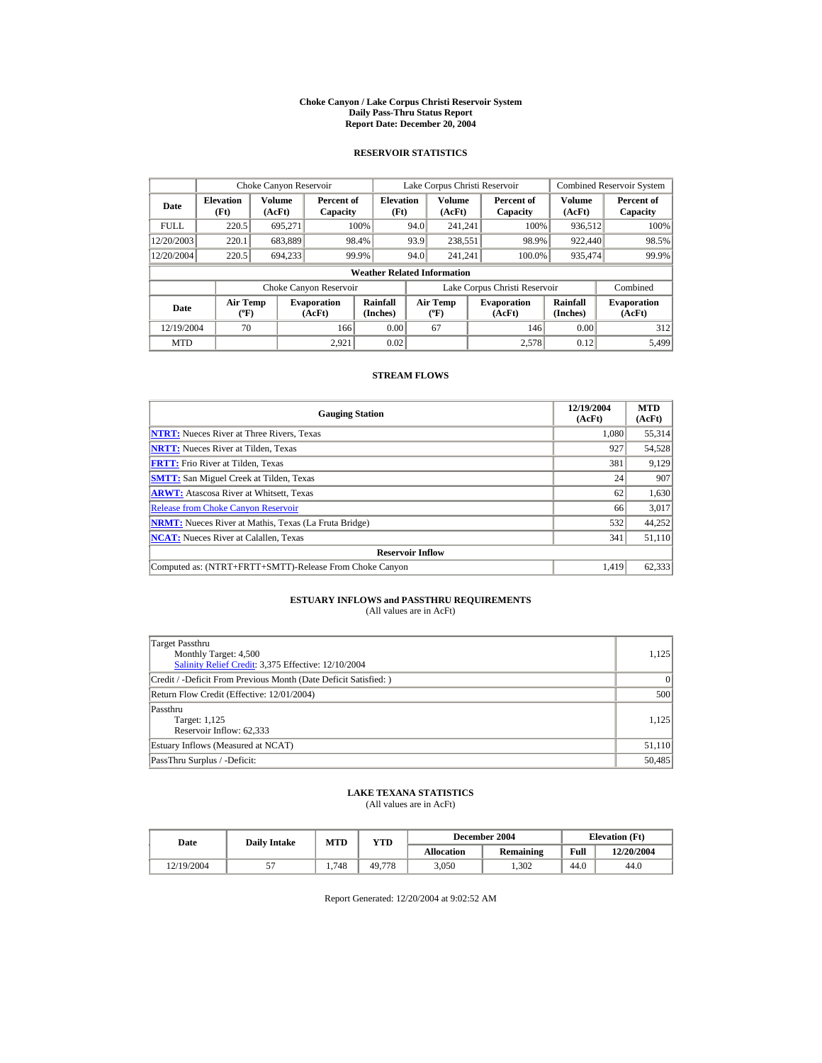# Choke Canyon / Lake Corpus Christi Reservoir System
## Daily Pass-Thru Status Report
## Report Date: December 20, 2004

### RESERVOIR STATISTICS

| Date | Choke Canyon Reservoir | | | Lake Corpus Christi Reservoir | | | Combined Reservoir System | |
|---|---|---|---|---|---|---|---|---|
| | Elevation (Ft) | Volume (AcFt) | Percent of Capacity | Elevation (Ft) | Volume (AcFt) | Percent of Capacity | Volume (AcFt) | Percent of Capacity |
| FULL | 220.5 | 695,271 | 100% | 94.0 | 241,241 | 100% | 936,512 | 100% |
| 12/20/2003 | 220.1 | 683,889 | 98.4% | 93.9 | 238,551 | 98.9% | 922,440 | 98.5% |
| 12/20/2004 | 220.5 | 694,233 | 99.9% | 94.0 | 241,241 | 100.0% | 935,474 | 99.9% |

**Weather Related Information**

| Date | Choke Canyon Reservoir | | | Lake Corpus Christi Reservoir | | | Combined |
|---|---|---|---|---|---|---|---|
| | Air Temp (ºF) | Evaporation (AcFt) | Rainfall (Inches) | Air Temp (ºF) | Evaporation (AcFt) | Rainfall (Inches) | Evaporation (AcFt) |
| 12/19/2004 | 70 | 166 | 0.00 | 67 | 146 | 0.00 | 312 |
| MTD | | 2,921 | 0.02 | | 2,578 | 0.12 | 5,499 |

### STREAM FLOWS

| Gauging Station | 12/19/2004 (AcFt) | MTD (AcFt) |
|---|---|---|
| **NTRT:** Nueces River at Three Rivers, Texas | 1,080 | 55,314 |
| **NRTT:** Nueces River at Tilden, Texas | 927 | 54,528 |
| **FRTT:** Frio River at Tilden, Texas | 381 | 9,129 |
| **SMTT:** San Miguel Creek at Tilden, Texas | 24 | 907 |
| **ARWT:** Atascosa River at Whitsett, Texas | 62 | 1,630 |
| Release from Choke Canyon Reservoir | 66 | 3,017 |
| **NRMT:** Nueces River at Mathis, Texas (La Fruta Bridge) | 532 | 44,252 |
| **NCAT:** Nueces River at Calallen, Texas | 341 | 51,110 |
| **Reservoir Inflow** | | |
| Computed as: (NTRT+FRTT+SMTT)-Release From Choke Canyon | 1,419 | 62,333 |

### ESTUARY INFLOWS and PASSTHRU REQUIREMENTS
(All values are in AcFt)

| | |
|---|---|
| Target Passthru<br>Monthly Target: 4,500<br>Salinity Relief Credit: 3,375 Effective: 12/10/2004 | 1,125 |
| Credit / -Deficit From Previous Month (Date Deficit Satisfied: ) | 0 |
| Return Flow Credit (Effective: 12/01/2004) | 500 |
| Passthru<br>Target: 1,125<br>Reservoir Inflow: 62,333 | 1,125 |
| Estuary Inflows (Measured at NCAT) | 51,110 |
| PassThru Surplus / -Deficit: | 50,485 |

### LAKE TEXANA STATISTICS
(All values are in AcFt)

| Date | Daily Intake | MTD | YTD | December 2004 | | Elevation (Ft) | |
|---|---|---|---|---|---|---|---|
| | | | | Allocation | Remaining | Full | 12/20/2004 |
| 12/19/2004 | 57 | 1,748 | 49,778 | 3,050 | 1,302 | 44.0 | 44.0 |

Report Generated: 12/20/2004 at 9:02:52 AM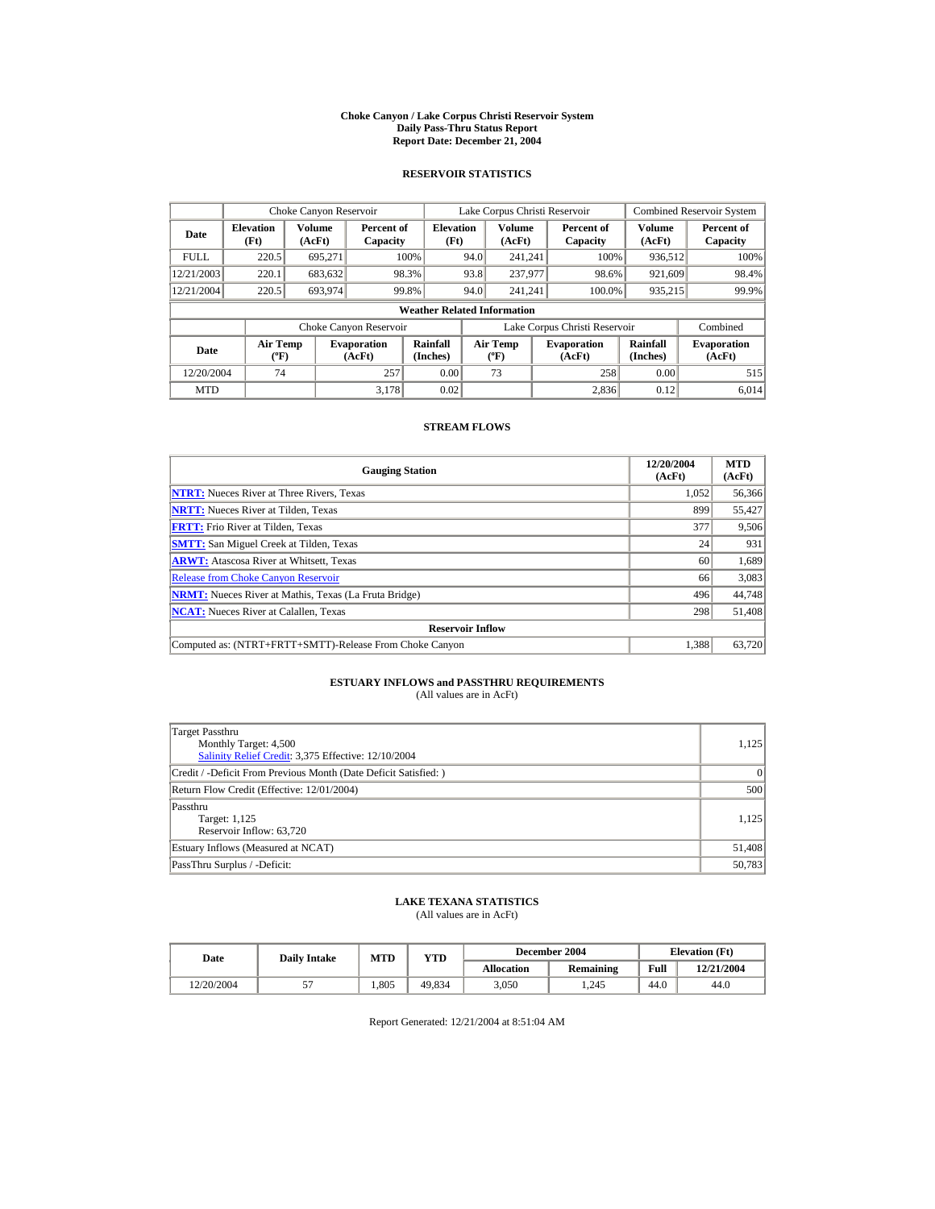# Choke Canyon / Lake Corpus Christi Reservoir System
## Daily Pass-Thru Status Report
## Report Date: December 21, 2004

### RESERVOIR STATISTICS

| | Choke Canyon Reservoir | | | Lake Corpus Christi Reservoir | | | Combined Reservoir System | |
|---|---|---|---|---|---|---|---|---|
| Date | Elevation (Ft) | Volume (AcFt) | Percent of Capacity | Elevation (Ft) | Volume (AcFt) | Percent of Capacity | Volume (AcFt) | Percent of Capacity |
| FULL | 220.5 | 695,271 | 100% | 94.0 | 241,241 | 100% | 936,512 | 100% |
| 12/21/2003 | 220.1 | 683,632 | 98.3% | 93.8 | 237,977 | 98.6% | 921,609 | 98.4% |
| 12/21/2004 | 220.5 | 693,974 | 99.8% | 94.0 | 241,241 | 100.0% | 935,215 | 99.9% |

**Weather Related Information**

| | Choke Canyon Reservoir | | | Lake Corpus Christi Reservoir | | | Combined |
|---|---|---|---|---|---|---|---|
| Date | Air Temp (ºF) | Evaporation (AcFt) | Rainfall (Inches) | Air Temp (ºF) | Evaporation (AcFt) | Rainfall (Inches) | Evaporation (AcFt) |
| 12/20/2004 | 74 | 257 | 0.00 | 73 | 258 | 0.00 | 515 |
| MTD | | 3,178 | 0.02 | | 2,836 | 0.12 | 6,014 |

### STREAM FLOWS

| Gauging Station | 12/20/2004 (AcFt) | MTD (AcFt) |
|---|---|---|
| **NTRT:** Nueces River at Three Rivers, Texas | 1,052 | 56,366 |
| **NRTT:** Nueces River at Tilden, Texas | 899 | 55,427 |
| **FRTT:** Frio River at Tilden, Texas | 377 | 9,506 |
| **SMTT:** San Miguel Creek at Tilden, Texas | 24 | 931 |
| **ARWT:** Atascosa River at Whitsett, Texas | 60 | 1,689 |
| Release from Choke Canyon Reservoir | 66 | 3,083 |
| **NRMT:** Nueces River at Mathis, Texas (La Fruta Bridge) | 496 | 44,748 |
| **NCAT:** Nueces River at Calallen, Texas | 298 | 51,408 |
| **Reservoir Inflow** | | |
| Computed as: (NTRT+FRTT+SMTT)-Release From Choke Canyon | 1,388 | 63,720 |

### ESTUARY INFLOWS and PASSTHRU REQUIREMENTS
(All values are in AcFt)

| | |
|---|---|
| Target Passthru<br>Monthly Target: 4,500<br>Salinity Relief Credit: 3,375 Effective: 12/10/2004 | 1,125 |
| Credit / -Deficit From Previous Month (Date Deficit Satisfied: ) | 0 |
| Return Flow Credit (Effective: 12/01/2004) | 500 |
| Passthru<br>Target: 1,125<br>Reservoir Inflow: 63,720 | 1,125 |
| Estuary Inflows (Measured at NCAT) | 51,408 |
| PassThru Surplus / -Deficit: | 50,783 |

### LAKE TEXANA STATISTICS
(All values are in AcFt)

| Date | Daily Intake | MTD | YTD | December 2004 | | Elevation (Ft) | |
|---|---|---|---|---|---|---|---|
| | | | | Allocation | Remaining | Full | 12/21/2004 |
| 12/20/2004 | 57 | 1,805 | 49,834 | 3,050 | 1,245 | 44.0 | 44.0 |

Report Generated: 12/21/2004 at 8:51:04 AM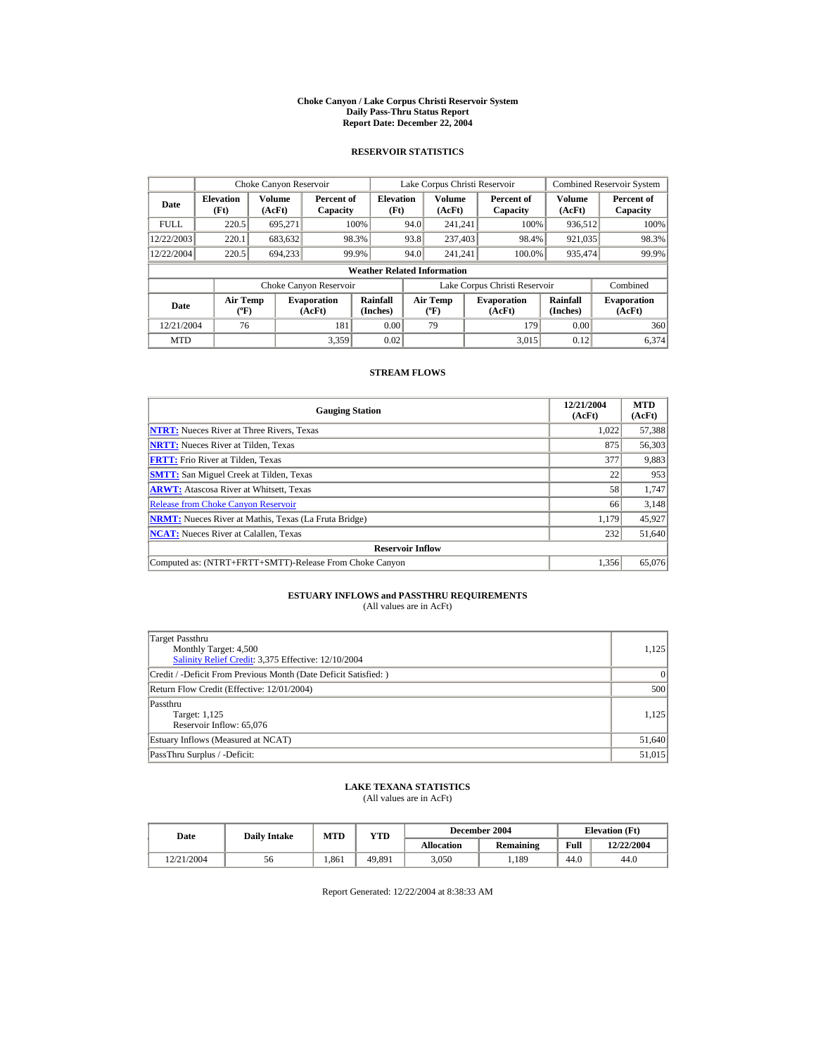# Choke Canyon / Lake Corpus Christi Reservoir System
## Daily Pass-Thru Status Report
### Report Date: December 22, 2004

## RESERVOIR STATISTICS

| Date | Choke Canyon Reservoir | | | Lake Corpus Christi Reservoir | | | Combined Reservoir System | |
|---|---|---|---|---|---|---|---|---|
| | Elevation (Ft) | Volume (AcFt) | Percent of Capacity | Elevation (Ft) | Volume (AcFt) | Percent of Capacity | Volume (AcFt) | Percent of Capacity |
| FULL | 220.5 | 695,271 | 100% | 94.0 | 241,241 | 100% | 936,512 | 100% |
| 12/22/2003 | 220.1 | 683,632 | 98.3% | 93.8 | 237,403 | 98.4% | 921,035 | 98.3% |
| 12/22/2004 | 220.5 | 694,233 | 99.9% | 94.0 | 241,241 | 100.0% | 935,474 | 99.9% |

**Weather Related Information**

| Date | Choke Canyon Reservoir | | | Lake Corpus Christi Reservoir | | | Combined |
|---|---|---|---|---|---|---|---|
| | Air Temp (ºF) | Evaporation (AcFt) | Rainfall (Inches) | Air Temp (ºF) | Evaporation (AcFt) | Rainfall (Inches) | Evaporation (AcFt) |
| 12/21/2004 | 76 | 181 | 0.00 | 79 | 179 | 0.00 | 360 |
| MTD | | 3,359 | 0.02 | | 3,015 | 0.12 | 6,374 |

## STREAM FLOWS

| Gauging Station | 12/21/2004 (AcFt) | MTD (AcFt) |
|---|---|---|
| NTRT: Nueces River at Three Rivers, Texas | 1,022 | 57,388 |
| NRTT: Nueces River at Tilden, Texas | 875 | 56,303 |
| FRTT: Frio River at Tilden, Texas | 377 | 9,883 |
| SMTT: San Miguel Creek at Tilden, Texas | 22 | 953 |
| ARWT: Atascosa River at Whitsett, Texas | 58 | 1,747 |
| Release from Choke Canyon Reservoir | 66 | 3,148 |
| NRMT: Nueces River at Mathis, Texas (La Fruta Bridge) | 1,179 | 45,927 |
| NCAT: Nueces River at Calallen, Texas | 232 | 51,640 |
| **Reservoir Inflow** | | |
| Computed as: (NTRT+FRTT+SMTT)-Release From Choke Canyon | 1,356 | 65,076 |

## ESTUARY INFLOWS and PASSTHRU REQUIREMENTS
(All values are in AcFt)

| | |
|---|---|
| Target Passthru<br>Monthly Target: 4,500<br>Salinity Relief Credit: 3,375 Effective: 12/10/2004 | 1,125 |
| Credit / -Deficit From Previous Month (Date Deficit Satisfied: ) | 0 |
| Return Flow Credit (Effective: 12/01/2004) | 500 |
| Passthru<br>Target: 1,125<br>Reservoir Inflow: 65,076 | 1,125 |
| Estuary Inflows (Measured at NCAT) | 51,640 |
| PassThru Surplus / -Deficit: | 51,015 |

## LAKE TEXANA STATISTICS
(All values are in AcFt)

| Date | Daily Intake | MTD | YTD | December 2004 | | Elevation (Ft) | |
|---|---|---|---|---|---|---|---|
| | | | | Allocation | Remaining | Full | 12/22/2004 |
| 12/21/2004 | 56 | 1,861 | 49,891 | 3,050 | 1,189 | 44.0 | 44.0 |

Report Generated: 12/22/2004 at 8:38:33 AM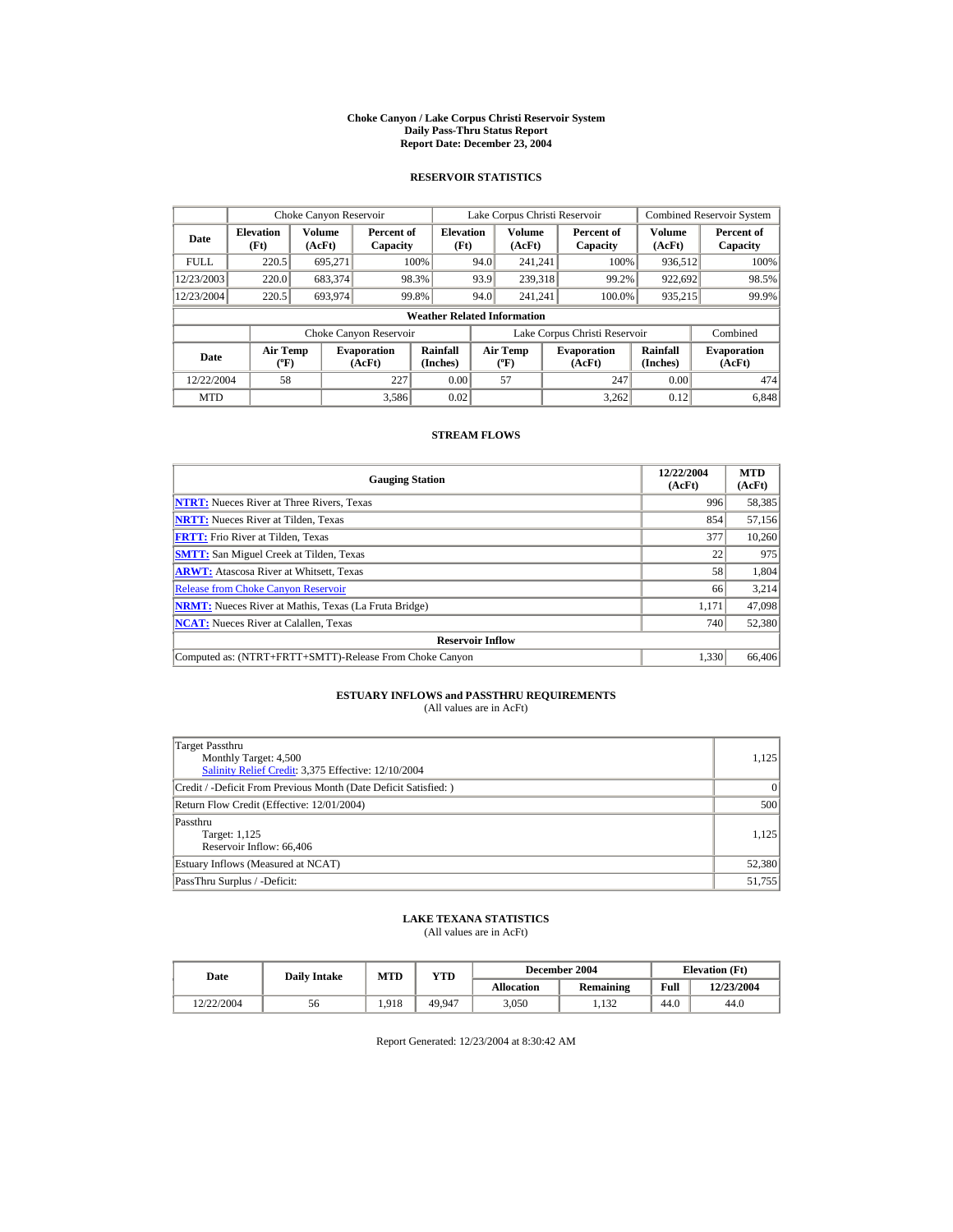# Choke Canyon / Lake Corpus Christi Reservoir System
## Daily Pass-Thru Status Report
## Report Date: December 23, 2004

### RESERVOIR STATISTICS

| | Choke Canyon Reservoir | | | Lake Corpus Christi Reservoir | | | Combined Reservoir System | |
|---|---|---|---|---|---|---|---|---|
| Date | Elevation (Ft) | Volume (AcFt) | Percent of Capacity | Elevation (Ft) | Volume (AcFt) | Percent of Capacity | Volume (AcFt) | Percent of Capacity |
| FULL | 220.5 | 695,271 | 100% | 94.0 | 241,241 | 100% | 936,512 | 100% |
| 12/23/2003 | 220.0 | 683,374 | 98.3% | 93.9 | 239,318 | 99.2% | 922,692 | 98.5% |
| 12/23/2004 | 220.5 | 693,974 | 99.8% | 94.0 | 241,241 | 100.0% | 935,215 | 99.9% |

**Weather Related Information**

| | Choke Canyon Reservoir | | | Lake Corpus Christi Reservoir | | | Combined |
|---|---|---|---|---|---|---|---|
| Date | Air Temp (ºF) | Evaporation (AcFt) | Rainfall (Inches) | Air Temp (ºF) | Evaporation (AcFt) | Rainfall (Inches) | Evaporation (AcFt) |
| 12/22/2004 | 58 | 227 | 0.00 | 57 | 247 | 0.00 | 474 |
| MTD | | 3,586 | 0.02 | | 3,262 | 0.12 | 6,848 |

### STREAM FLOWS

| Gauging Station | 12/22/2004 (AcFt) | MTD (AcFt) |
|---|---|---|
| NTRT: Nueces River at Three Rivers, Texas | 996 | 58,385 |
| NRTT: Nueces River at Tilden, Texas | 854 | 57,156 |
| FRTT: Frio River at Tilden, Texas | 377 | 10,260 |
| SMTT: San Miguel Creek at Tilden, Texas | 22 | 975 |
| ARWT: Atascosa River at Whitsett, Texas | 58 | 1,804 |
| Release from Choke Canyon Reservoir | 66 | 3,214 |
| NRMT: Nueces River at Mathis, Texas (La Fruta Bridge) | 1,171 | 47,098 |
| NCAT: Nueces River at Calallen, Texas | 740 | 52,380 |
| **Reservoir Inflow** | | |
| Computed as: (NTRT+FRTT+SMTT)-Release From Choke Canyon | 1,330 | 66,406 |

### ESTUARY INFLOWS and PASSTHRU REQUIREMENTS
(All values are in AcFt)

| | |
|---|---|
| Target Passthru<br>Monthly Target: 4,500<br>Salinity Relief Credit: 3,375 Effective: 12/10/2004 | 1,125 |
| Credit / -Deficit From Previous Month (Date Deficit Satisfied: ) | 0 |
| Return Flow Credit (Effective: 12/01/2004) | 500 |
| Passthru<br>Target: 1,125<br>Reservoir Inflow: 66,406 | 1,125 |
| Estuary Inflows (Measured at NCAT) | 52,380 |
| PassThru Surplus / -Deficit: | 51,755 |

### LAKE TEXANA STATISTICS
(All values are in AcFt)

| Date | Daily Intake | MTD | YTD | December 2004 | | Elevation (Ft) | |
|---|---|---|---|---|---|---|---|
| | | | | Allocation | Remaining | Full | 12/23/2004 |
| 12/22/2004 | 56 | 1,918 | 49,947 | 3,050 | 1,132 | 44.0 | 44.0 |

Report Generated: 12/23/2004 at 8:30:42 AM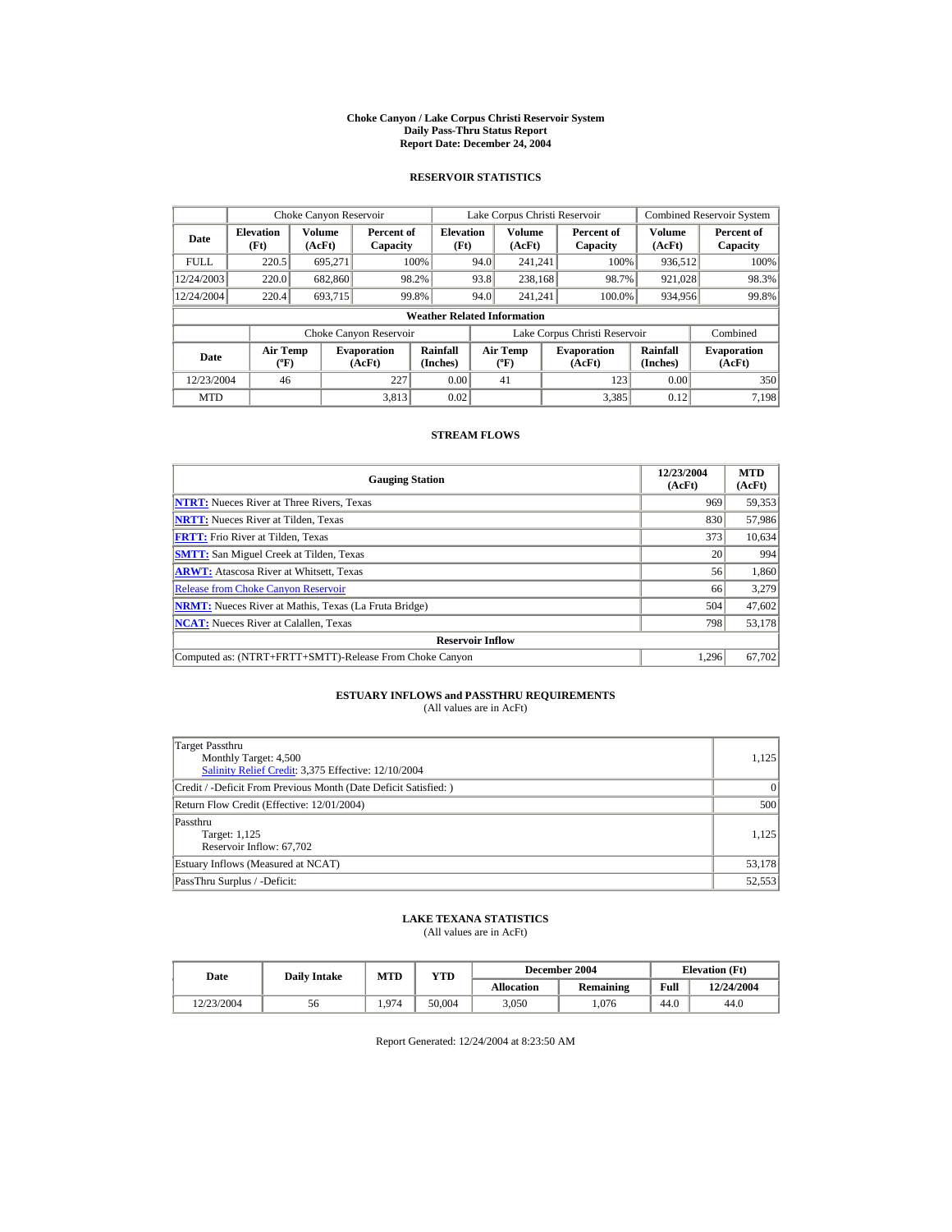# Choke Canyon / Lake Corpus Christi Reservoir System
## Daily Pass-Thru Status Report
## Report Date: December 24, 2004

### RESERVOIR STATISTICS

| | Choke Canyon Reservoir | | | Lake Corpus Christi Reservoir | | | Combined Reservoir System | |
|---|---|---|---|---|---|---|---|---|
| **Date** | **Elevation (Ft)** | **Volume (AcFt)** | **Percent of Capacity** | **Elevation (Ft)** | **Volume (AcFt)** | **Percent of Capacity** | **Volume (AcFt)** | **Percent of Capacity** |
| FULL | 220.5 | 695,271 | 100% | 94.0 | 241,241 | 100% | 936,512 | 100% |
| 12/24/2003 | 220.0 | 682,860 | 98.2% | 93.8 | 238,168 | 98.7% | 921,028 | 98.3% |
| 12/24/2004 | 220.4 | 693,715 | 99.8% | 94.0 | 241,241 | 100.0% | 934,956 | 99.8% |

**Weather Related Information**

| | Choke Canyon Reservoir | | | Lake Corpus Christi Reservoir | | | Combined |
|---|---|---|---|---|---|---|---|
| **Date** | **Air Temp (ºF)** | **Evaporation (AcFt)** | **Rainfall (Inches)** | **Air Temp (ºF)** | **Evaporation (AcFt)** | **Rainfall (Inches)** | **Evaporation (AcFt)** |
| 12/23/2004 | 46 | 227 | 0.00 | 41 | 123 | 0.00 | 350 |
| MTD | | 3,813 | 0.02 | | 3,385 | 0.12 | 7,198 |

### STREAM FLOWS

| Gauging Station | 12/23/2004 (AcFt) | MTD (AcFt) |
|---|---|---|
| **NTRT:** Nueces River at Three Rivers, Texas | 969 | 59,353 |
| **NRTT:** Nueces River at Tilden, Texas | 830 | 57,986 |
| **FRTT:** Frio River at Tilden, Texas | 373 | 10,634 |
| **SMTT:** San Miguel Creek at Tilden, Texas | 20 | 994 |
| **ARWT:** Atascosa River at Whitsett, Texas | 56 | 1,860 |
| Release from Choke Canyon Reservoir | 66 | 3,279 |
| **NRMT:** Nueces River at Mathis, Texas (La Fruta Bridge) | 504 | 47,602 |
| **NCAT:** Nueces River at Calallen, Texas | 798 | 53,178 |
| **Reservoir Inflow** | | |
| Computed as: (NTRT+FRTT+SMTT)-Release From Choke Canyon | 1,296 | 67,702 |

### ESTUARY INFLOWS and PASSTHRU REQUIREMENTS
(All values are in AcFt)

| | |
|---|---|
| Target Passthru<br>Monthly Target: 4,500<br>Salinity Relief Credit: 3,375 Effective: 12/10/2004 | 1,125 |
| Credit / -Deficit From Previous Month (Date Deficit Satisfied: ) | 0 |
| Return Flow Credit (Effective: 12/01/2004) | 500 |
| Passthru<br>Target: 1,125<br>Reservoir Inflow: 67,702 | 1,125 |
| Estuary Inflows (Measured at NCAT) | 53,178 |
| PassThru Surplus / -Deficit: | 52,553 |

### LAKE TEXANA STATISTICS
(All values are in AcFt)

| Date | Daily Intake | MTD | YTD | December 2004 | | Elevation (Ft) | |
|---|---|---|---|---|---|---|---|
| | | | | **Allocation** | **Remaining** | **Full** | **12/24/2004** |
| 12/23/2004 | 56 | 1,974 | 50,004 | 3,050 | 1,076 | 44.0 | 44.0 |

Report Generated: 12/24/2004 at 8:23:50 AM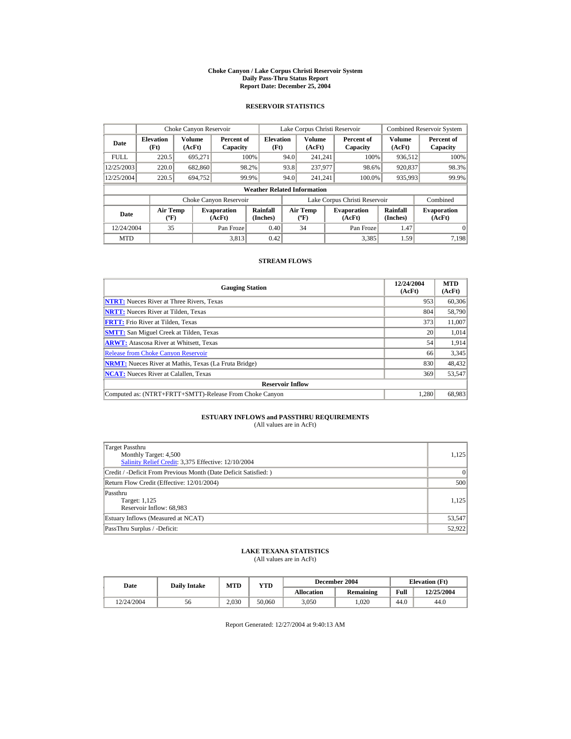# Choke Canyon / Lake Corpus Christi Reservoir System
## Daily Pass-Thru Status Report
### Report Date: December 25, 2004

## RESERVOIR STATISTICS

| | Choke Canyon Reservoir | | | Lake Corpus Christi Reservoir | | | Combined Reservoir System | |
|---|---|---|---|---|---|---|---|---|
| Date | Elevation (Ft) | Volume (AcFt) | Percent of Capacity | Elevation (Ft) | Volume (AcFt) | Percent of Capacity | Volume (AcFt) | Percent of Capacity |
| FULL | 220.5 | 695,271 | 100% | 94.0 | 241,241 | 100% | 936,512 | 100% |
| 12/25/2003 | 220.0 | 682,860 | 98.2% | 93.8 | 237,977 | 98.6% | 920,837 | 98.3% |
| 12/25/2004 | 220.5 | 694,752 | 99.9% | 94.0 | 241,241 | 100.0% | 935,993 | 99.9% |

**Weather Related Information**

| | Choke Canyon Reservoir | | | Lake Corpus Christi Reservoir | | | Combined |
|---|---|---|---|---|---|---|---|
| Date | Air Temp (ºF) | Evaporation (AcFt) | Rainfall (Inches) | Air Temp (ºF) | Evaporation (AcFt) | Rainfall (Inches) | Evaporation (AcFt) |
| 12/24/2004 | 35 | Pan Froze | 0.40 | 34 | Pan Froze | 1.47 | 0 |
| MTD | | 3,813 | 0.42 | | 3,385 | 1.59 | 7,198 |

## STREAM FLOWS

| Gauging Station | 12/24/2004 (AcFt) | MTD (AcFt) |
|---|---|---|
| **NTRT:** Nueces River at Three Rivers, Texas | 953 | 60,306 |
| **NRTT:** Nueces River at Tilden, Texas | 804 | 58,790 |
| **FRTT:** Frio River at Tilden, Texas | 373 | 11,007 |
| **SMTT:** San Miguel Creek at Tilden, Texas | 20 | 1,014 |
| **ARWT:** Atascosa River at Whitsett, Texas | 54 | 1,914 |
| Release from Choke Canyon Reservoir | 66 | 3,345 |
| **NRMT:** Nueces River at Mathis, Texas (La Fruta Bridge) | 830 | 48,432 |
| **NCAT:** Nueces River at Calallen, Texas | 369 | 53,547 |
| **Reservoir Inflow** | | |
| Computed as: (NTRT+FRTT+SMTT)-Release From Choke Canyon | 1,280 | 68,983 |

## ESTUARY INFLOWS and PASSTHRU REQUIREMENTS
(All values are in AcFt)

| | |
|---|---|
| Target Passthru<br>Monthly Target: 4,500<br>Salinity Relief Credit: 3,375 Effective: 12/10/2004 | 1,125 |
| Credit / -Deficit From Previous Month (Date Deficit Satisfied: ) | 0 |
| Return Flow Credit (Effective: 12/01/2004) | 500 |
| Passthru<br>Target: 1,125<br>Reservoir Inflow: 68,983 | 1,125 |
| Estuary Inflows (Measured at NCAT) | 53,547 |
| PassThru Surplus / -Deficit: | 52,922 |

## LAKE TEXANA STATISTICS
(All values are in AcFt)

| Date | Daily Intake | MTD | YTD | December 2004 | | Elevation (Ft) | |
|---|---|---|---|---|---|---|---|
| | | | | Allocation | Remaining | Full | 12/25/2004 |
| 12/24/2004 | 56 | 2,030 | 50,060 | 3,050 | 1,020 | 44.0 | 44.0 |

Report Generated: 12/27/2004 at 9:40:13 AM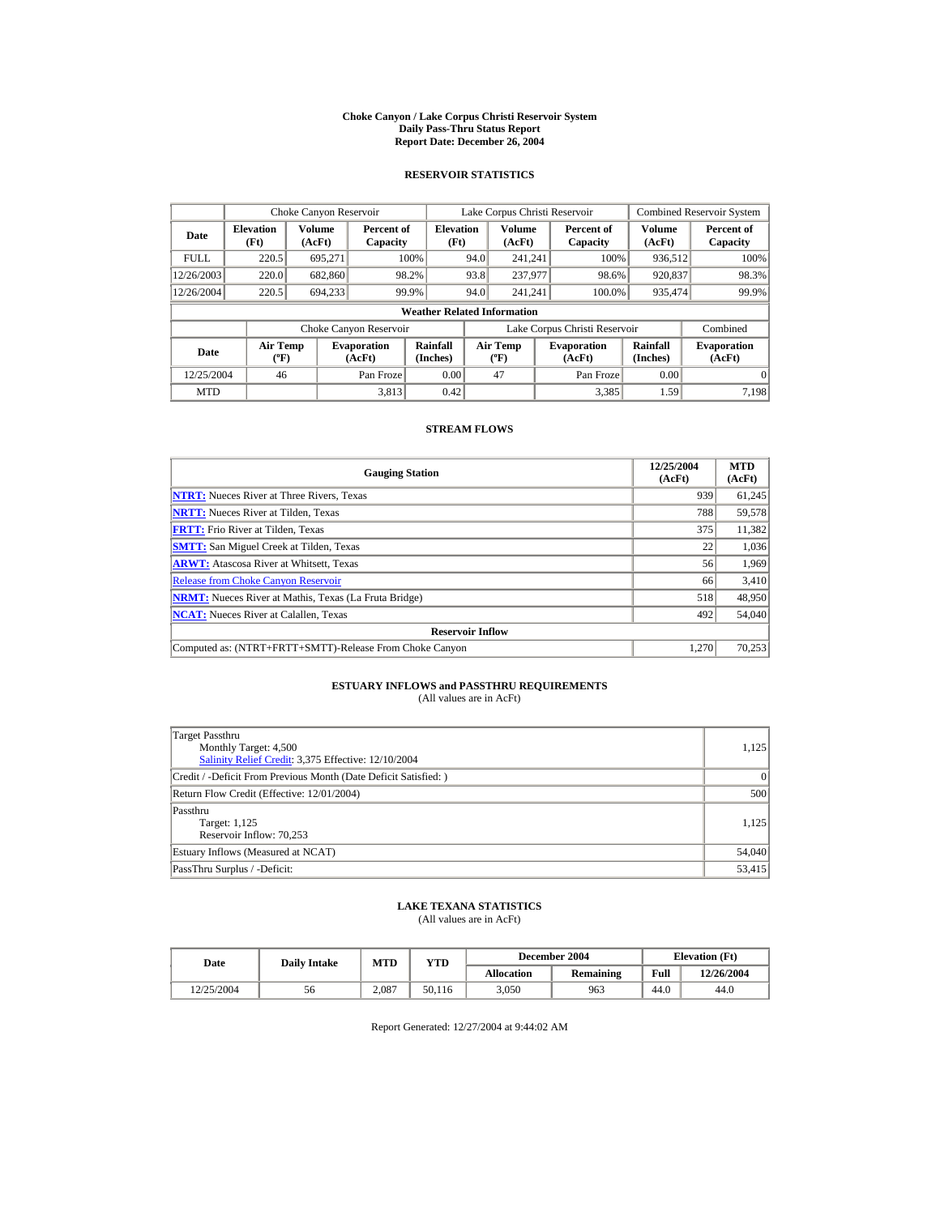# Choke Canyon / Lake Corpus Christi Reservoir System
## Daily Pass-Thru Status Report
## Report Date: December 26, 2004

### RESERVOIR STATISTICS

| | Choke Canyon Reservoir | | | Lake Corpus Christi Reservoir | | | Combined Reservoir System | |
|---|---|---|---|---|---|---|---|---|
| Date | Elevation (Ft) | Volume (AcFt) | Percent of Capacity | Elevation (Ft) | Volume (AcFt) | Percent of Capacity | Volume (AcFt) | Percent of Capacity |
| FULL | 220.5 | 695,271 | 100% | 94.0 | 241,241 | 100% | 936,512 | 100% |
| 12/26/2003 | 220.0 | 682,860 | 98.2% | 93.8 | 237,977 | 98.6% | 920,837 | 98.3% |
| 12/26/2004 | 220.5 | 694,233 | 99.9% | 94.0 | 241,241 | 100.0% | 935,474 | 99.9% |

**Weather Related Information**

| | Choke Canyon Reservoir | | | Lake Corpus Christi Reservoir | | | Combined |
|---|---|---|---|---|---|---|---|
| Date | Air Temp (ºF) | Evaporation (AcFt) | Rainfall (Inches) | Air Temp (ºF) | Evaporation (AcFt) | Rainfall (Inches) | Evaporation (AcFt) |
| 12/25/2004 | 46 | Pan Froze | 0.00 | 47 | Pan Froze | 0.00 | 0 |
| MTD | | 3,813 | 0.42 | | 3,385 | 1.59 | 7,198 |

### STREAM FLOWS

| Gauging Station | 12/25/2004 (AcFt) | MTD (AcFt) |
|---|---|---|
| **NTRT:** Nueces River at Three Rivers, Texas | 939 | 61,245 |
| **NRTT:** Nueces River at Tilden, Texas | 788 | 59,578 |
| **FRTT:** Frio River at Tilden, Texas | 375 | 11,382 |
| **SMTT:** San Miguel Creek at Tilden, Texas | 22 | 1,036 |
| **ARWT:** Atascosa River at Whitsett, Texas | 56 | 1,969 |
| Release from Choke Canyon Reservoir | 66 | 3,410 |
| **NRMT:** Nueces River at Mathis, Texas (La Fruta Bridge) | 518 | 48,950 |
| **NCAT:** Nueces River at Calallen, Texas | 492 | 54,040 |
| **Reservoir Inflow** | | |
| Computed as: (NTRT+FRTT+SMTT)-Release From Choke Canyon | 1,270 | 70,253 |

### ESTUARY INFLOWS and PASSTHRU REQUIREMENTS
(All values are in AcFt)

| | |
|---|---|
| Target Passthru<br>Monthly Target: 4,500<br>Salinity Relief Credit: 3,375 Effective: 12/10/2004 | 1,125 |
| Credit / -Deficit From Previous Month (Date Deficit Satisfied: ) | 0 |
| Return Flow Credit (Effective: 12/01/2004) | 500 |
| Passthru<br>Target: 1,125<br>Reservoir Inflow: 70,253 | 1,125 |
| Estuary Inflows (Measured at NCAT) | 54,040 |
| PassThru Surplus / -Deficit: | 53,415 |

### LAKE TEXANA STATISTICS
(All values are in AcFt)

| Date | Daily Intake | MTD | YTD | December 2004 | | Elevation (Ft) | |
|---|---|---|---|---|---|---|---|
| | | | | Allocation | Remaining | Full | 12/26/2004 |
| 12/25/2004 | 56 | 2,087 | 50,116 | 3,050 | 963 | 44.0 | 44.0 |

Report Generated: 12/27/2004 at 9:44:02 AM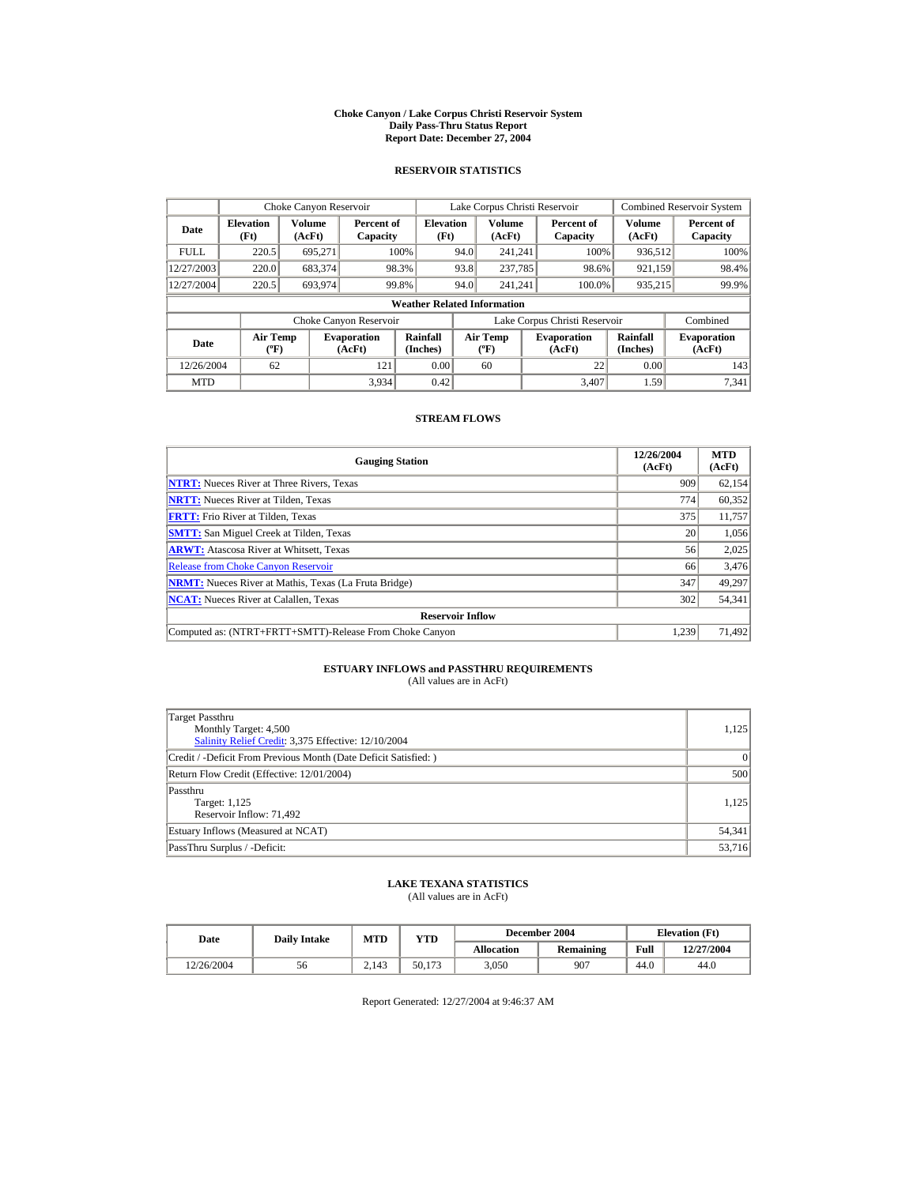# Choke Canyon / Lake Corpus Christi Reservoir System
## Daily Pass-Thru Status Report
## Report Date: December 27, 2004

### RESERVOIR STATISTICS

| Date | Choke Canyon Reservoir | | | Lake Corpus Christi Reservoir | | | Combined Reservoir System | |
|---|---|---|---|---|---|---|---|---|
| | Elevation (Ft) | Volume (AcFt) | Percent of Capacity | Elevation (Ft) | Volume (AcFt) | Percent of Capacity | Volume (AcFt) | Percent of Capacity |
| FULL | 220.5 | 695,271 | 100% | 94.0 | 241,241 | 100% | 936,512 | 100% |
| 12/27/2003 | 220.0 | 683,374 | 98.3% | 93.8 | 237,785 | 98.6% | 921,159 | 98.4% |
| 12/27/2004 | 220.5 | 693,974 | 99.8% | 94.0 | 241,241 | 100.0% | 935,215 | 99.9% |

**Weather Related Information**

| Date | Choke Canyon Reservoir | | | Lake Corpus Christi Reservoir | | | Combined |
|---|---|---|---|---|---|---|---|
| | Air Temp (ºF) | Evaporation (AcFt) | Rainfall (Inches) | Air Temp (ºF) | Evaporation (AcFt) | Rainfall (Inches) | Evaporation (AcFt) |
| 12/26/2004 | 62 | 121 | 0.00 | 60 | 22 | 0.00 | 143 |
| MTD | | 3,934 | 0.42 | | 3,407 | 1.59 | 7,341 |

### STREAM FLOWS

| Gauging Station | 12/26/2004 (AcFt) | MTD (AcFt) |
|---|---|---|
| **NTRT:** Nueces River at Three Rivers, Texas | 909 | 62,154 |
| **NRTT:** Nueces River at Tilden, Texas | 774 | 60,352 |
| **FRTT:** Frio River at Tilden, Texas | 375 | 11,757 |
| **SMTT:** San Miguel Creek at Tilden, Texas | 20 | 1,056 |
| **ARWT:** Atascosa River at Whitsett, Texas | 56 | 2,025 |
| Release from Choke Canyon Reservoir | 66 | 3,476 |
| **NRMT:** Nueces River at Mathis, Texas (La Fruta Bridge) | 347 | 49,297 |
| **NCAT:** Nueces River at Calallen, Texas | 302 | 54,341 |
| **Reservoir Inflow** | | |
| Computed as: (NTRT+FRTT+SMTT)-Release From Choke Canyon | 1,239 | 71,492 |

### ESTUARY INFLOWS and PASSTHRU REQUIREMENTS
(All values are in AcFt)

| | |
|---|---|
| Target Passthru<br>Monthly Target: 4,500<br>Salinity Relief Credit: 3,375 Effective: 12/10/2004 | 1,125 |
| Credit / -Deficit From Previous Month (Date Deficit Satisfied: ) | 0 |
| Return Flow Credit (Effective: 12/01/2004) | 500 |
| Passthru<br>Target: 1,125<br>Reservoir Inflow: 71,492 | 1,125 |
| Estuary Inflows (Measured at NCAT) | 54,341 |
| PassThru Surplus / -Deficit: | 53,716 |

### LAKE TEXANA STATISTICS
(All values are in AcFt)

| Date | Daily Intake | MTD | YTD | December 2004 | | Elevation (Ft) | |
|---|---|---|---|---|---|---|---|
| | | | | Allocation | Remaining | Full | 12/27/2004 |
| 12/26/2004 | 56 | 2,143 | 50,173 | 3,050 | 907 | 44.0 | 44.0 |

Report Generated: 12/27/2004 at 9:46:37 AM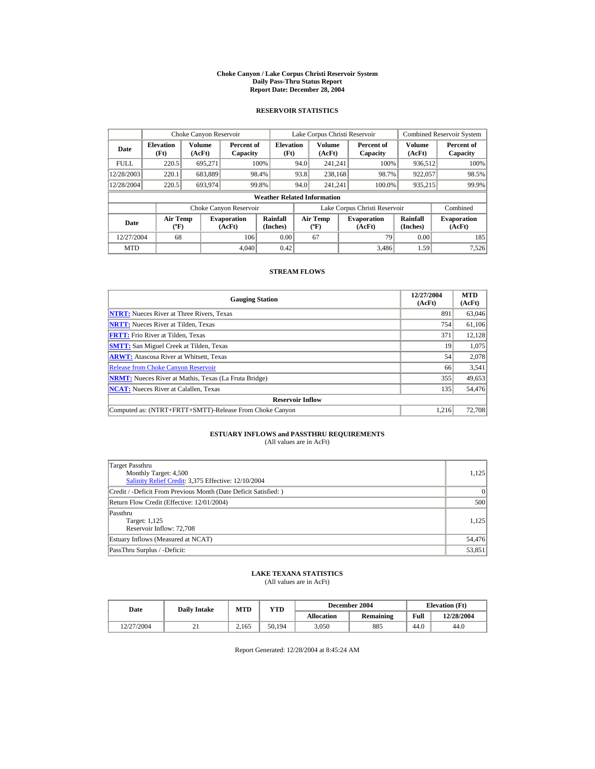# Choke Canyon / Lake Corpus Christi Reservoir System
## Daily Pass-Thru Status Report
## Report Date: December 28, 2004

### RESERVOIR STATISTICS

| Date | Choke Canyon Reservoir | | | Lake Corpus Christi Reservoir | | | Combined Reservoir System | |
|---|---|---|---|---|---|---|---|---|
| | Elevation (Ft) | Volume (AcFt) | Percent of Capacity | Elevation (Ft) | Volume (AcFt) | Percent of Capacity | Volume (AcFt) | Percent of Capacity |
| FULL | 220.5 | 695,271 | 100% | 94.0 | 241,241 | 100% | 936,512 | 100% |
| 12/28/2003 | 220.1 | 683,889 | 98.4% | 93.8 | 238,168 | 98.7% | 922,057 | 98.5% |
| 12/28/2004 | 220.5 | 693,974 | 99.8% | 94.0 | 241,241 | 100.0% | 935,215 | 99.9% |

**Weather Related Information**

| Date | Choke Canyon Reservoir | | | Lake Corpus Christi Reservoir | | | Combined |
|---|---|---|---|---|---|---|---|
| | Air Temp (ºF) | Evaporation (AcFt) | Rainfall (Inches) | Air Temp (ºF) | Evaporation (AcFt) | Rainfall (Inches) | Evaporation (AcFt) |
| 12/27/2004 | 68 | 106 | 0.00 | 67 | 79 | 0.00 | 185 |
| MTD | | 4,040 | 0.42 | | 3,486 | 1.59 | 7,526 |

### STREAM FLOWS

| Gauging Station | 12/27/2004 (AcFt) | MTD (AcFt) |
|---|---|---|
| NTRT: Nueces River at Three Rivers, Texas | 891 | 63,046 |
| NRTT: Nueces River at Tilden, Texas | 754 | 61,106 |
| FRTT: Frio River at Tilden, Texas | 371 | 12,128 |
| SMTT: San Miguel Creek at Tilden, Texas | 19 | 1,075 |
| ARWT: Atascosa River at Whitsett, Texas | 54 | 2,078 |
| Release from Choke Canyon Reservoir | 66 | 3,541 |
| NRMT: Nueces River at Mathis, Texas (La Fruta Bridge) | 355 | 49,653 |
| NCAT: Nueces River at Calallen, Texas | 135 | 54,476 |
| **Reservoir Inflow** | | |
| Computed as: (NTRT+FRTT+SMTT)-Release From Choke Canyon | 1,216 | 72,708 |

### ESTUARY INFLOWS and PASSTHRU REQUIREMENTS
(All values are in AcFt)

| | |
|---|---|
| Target Passthru<br>Monthly Target: 4,500<br>Salinity Relief Credit: 3,375 Effective: 12/10/2004 | 1,125 |
| Credit / -Deficit From Previous Month (Date Deficit Satisfied: ) | 0 |
| Return Flow Credit (Effective: 12/01/2004) | 500 |
| Passthru<br>Target: 1,125<br>Reservoir Inflow: 72,708 | 1,125 |
| Estuary Inflows (Measured at NCAT) | 54,476 |
| PassThru Surplus / -Deficit: | 53,851 |

### LAKE TEXANA STATISTICS
(All values are in AcFt)

| Date | Daily Intake | MTD | YTD | December 2004 | | Elevation (Ft) | |
|---|---|---|---|---|---|---|---|
| | | | | Allocation | Remaining | Full | 12/28/2004 |
| 12/27/2004 | 21 | 2,165 | 50,194 | 3,050 | 885 | 44.0 | 44.0 |

Report Generated: 12/28/2004 at 8:45:24 AM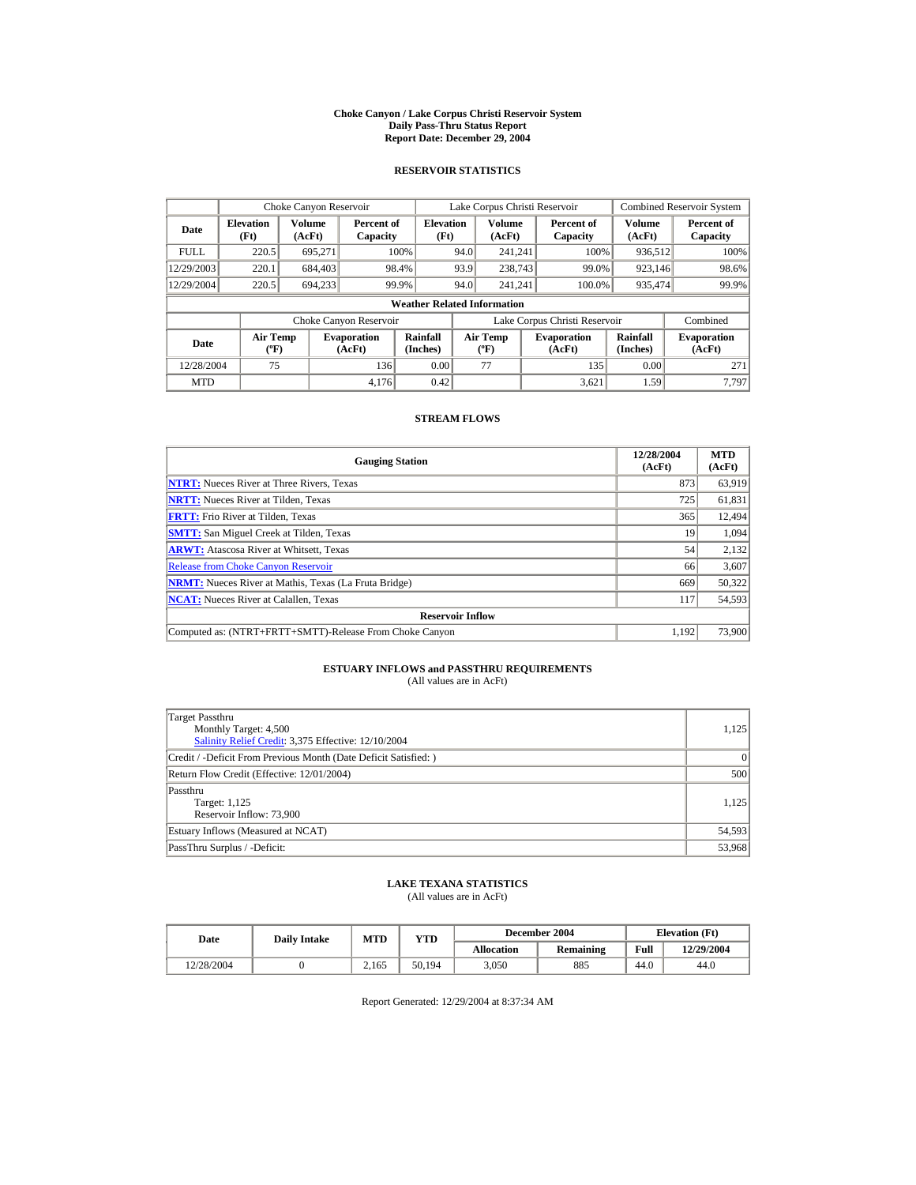# Choke Canyon / Lake Corpus Christi Reservoir System
## Daily Pass-Thru Status Report
## Report Date: December 29, 2004

### RESERVOIR STATISTICS

| | Choke Canyon Reservoir | | | Lake Corpus Christi Reservoir | | | Combined Reservoir System | |
|---|---|---|---|---|---|---|---|---|
| **Date** | **Elevation (Ft)** | **Volume (AcFt)** | **Percent of Capacity** | **Elevation (Ft)** | **Volume (AcFt)** | **Percent of Capacity** | **Volume (AcFt)** | **Percent of Capacity** |
| FULL | 220.5 | 695,271 | 100% | 94.0 | 241,241 | 100% | 936,512 | 100% |
| 12/29/2003 | 220.1 | 684,403 | 98.4% | 93.9 | 238,743 | 99.0% | 923,146 | 98.6% |
| 12/29/2004 | 220.5 | 694,233 | 99.9% | 94.0 | 241,241 | 100.0% | 935,474 | 99.9% |

**Weather Related Information**

| | Choke Canyon Reservoir | | | Lake Corpus Christi Reservoir | | | Combined |
|---|---|---|---|---|---|---|---|
| **Date** | **Air Temp (ºF)** | **Evaporation (AcFt)** | **Rainfall (Inches)** | **Air Temp (ºF)** | **Evaporation (AcFt)** | **Rainfall (Inches)** | **Evaporation (AcFt)** |
| 12/28/2004 | 75 | 136 | 0.00 | 77 | 135 | 0.00 | 271 |
| MTD | | 4,176 | 0.42 | | 3,621 | 1.59 | 7,797 |

### STREAM FLOWS

| Gauging Station | 12/28/2004 (AcFt) | MTD (AcFt) |
|---|---|---|
| **NTRT:** Nueces River at Three Rivers, Texas | 873 | 63,919 |
| **NRTT:** Nueces River at Tilden, Texas | 725 | 61,831 |
| **FRTT:** Frio River at Tilden, Texas | 365 | 12,494 |
| **SMTT:** San Miguel Creek at Tilden, Texas | 19 | 1,094 |
| **ARWT:** Atascosa River at Whitsett, Texas | 54 | 2,132 |
| Release from Choke Canyon Reservoir | 66 | 3,607 |
| **NRMT:** Nueces River at Mathis, Texas (La Fruta Bridge) | 669 | 50,322 |
| **NCAT:** Nueces River at Calallen, Texas | 117 | 54,593 |
| **Reservoir Inflow** | | |
| Computed as: (NTRT+FRTT+SMTT)-Release From Choke Canyon | 1,192 | 73,900 |

### ESTUARY INFLOWS and PASSTHRU REQUIREMENTS
(All values are in AcFt)

| | |
|---|---|
| Target Passthru<br>Monthly Target: 4,500<br>Salinity Relief Credit: 3,375 Effective: 12/10/2004 | 1,125 |
| Credit / -Deficit From Previous Month (Date Deficit Satisfied: ) | 0 |
| Return Flow Credit (Effective: 12/01/2004) | 500 |
| Passthru<br>Target: 1,125<br>Reservoir Inflow: 73,900 | 1,125 |
| Estuary Inflows (Measured at NCAT) | 54,593 |
| PassThru Surplus / -Deficit: | 53,968 |

### LAKE TEXANA STATISTICS
(All values are in AcFt)

| Date | Daily Intake | MTD | YTD | December 2004 | | Elevation (Ft) | |
|---|---|---|---|---|---|---|---|
| | | | | **Allocation** | **Remaining** | **Full** | **12/29/2004** |
| 12/28/2004 | 0 | 2,165 | 50,194 | 3,050 | 885 | 44.0 | 44.0 |

Report Generated: 12/29/2004 at 8:37:34 AM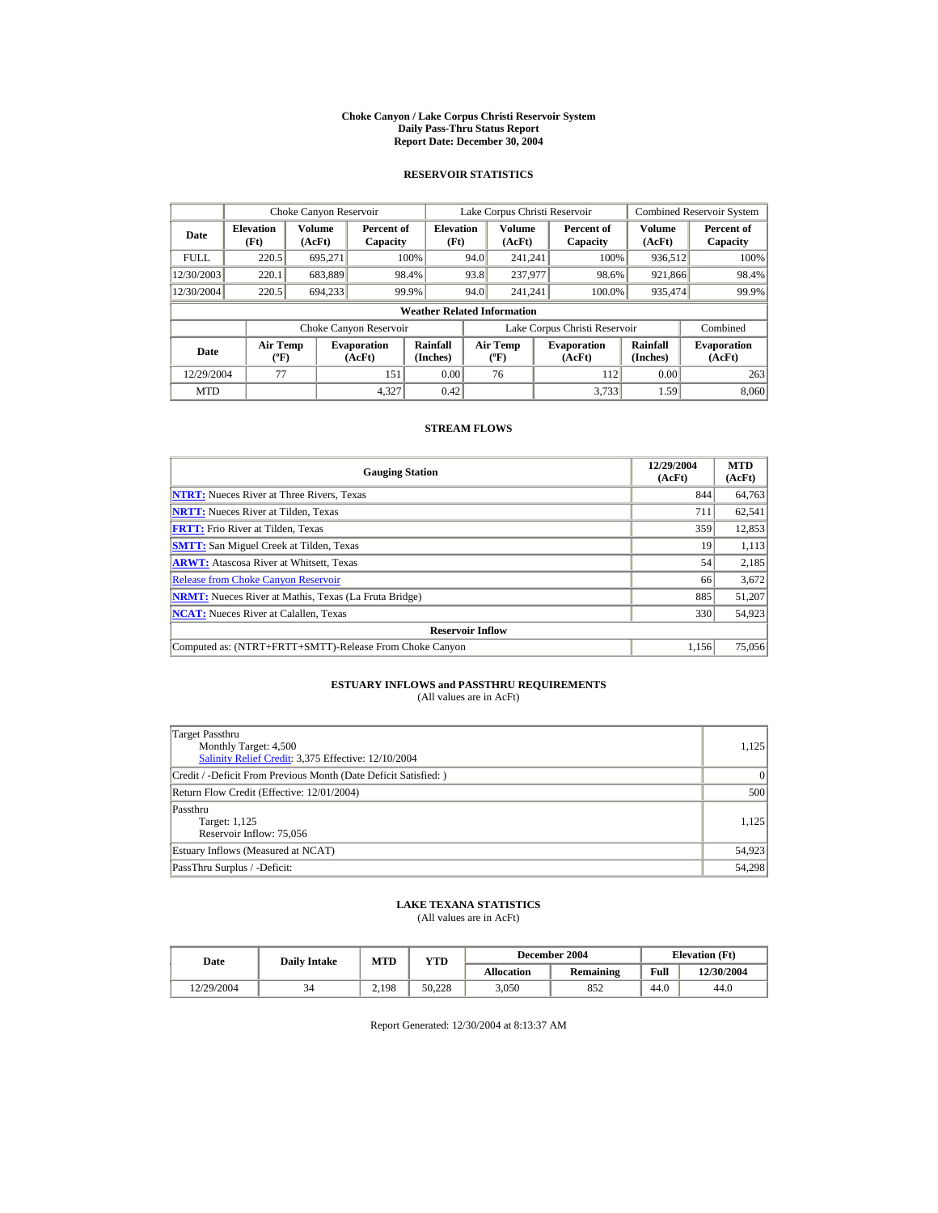# Choke Canyon / Lake Corpus Christi Reservoir System
## Daily Pass-Thru Status Report
## Report Date: December 30, 2004

### RESERVOIR STATISTICS

| Date | Choke Canyon Reservoir | | | Lake Corpus Christi Reservoir | | | Combined Reservoir System | |
|---|---|---|---|---|---|---|---|---|
| | Elevation (Ft) | Volume (AcFt) | Percent of Capacity | Elevation (Ft) | Volume (AcFt) | Percent of Capacity | Volume (AcFt) | Percent of Capacity |
| FULL | 220.5 | 695,271 | 100% | 94.0 | 241,241 | 100% | 936,512 | 100% |
| 12/30/2003 | 220.1 | 683,889 | 98.4% | 93.8 | 237,977 | 98.6% | 921,866 | 98.4% |
| 12/30/2004 | 220.5 | 694,233 | 99.9% | 94.0 | 241,241 | 100.0% | 935,474 | 99.9% |

**Weather Related Information**

| Date | Choke Canyon Reservoir | | | Lake Corpus Christi Reservoir | | | Combined |
|---|---|---|---|---|---|---|---|
| | Air Temp (ºF) | Evaporation (AcFt) | Rainfall (Inches) | Air Temp (ºF) | Evaporation (AcFt) | Rainfall (Inches) | Evaporation (AcFt) |
| 12/29/2004 | 77 | 151 | 0.00 | 76 | 112 | 0.00 | 263 |
| MTD | | 4,327 | 0.42 | | 3,733 | 1.59 | 8,060 |

### STREAM FLOWS

| Gauging Station | 12/29/2004 (AcFt) | MTD (AcFt) |
|---|---|---|
| **NTRT:** Nueces River at Three Rivers, Texas | 844 | 64,763 |
| **NRTT:** Nueces River at Tilden, Texas | 711 | 62,541 |
| **FRTT:** Frio River at Tilden, Texas | 359 | 12,853 |
| **SMTT:** San Miguel Creek at Tilden, Texas | 19 | 1,113 |
| **ARWT:** Atascosa River at Whitsett, Texas | 54 | 2,185 |
| Release from Choke Canyon Reservoir | 66 | 3,672 |
| **NRMT:** Nueces River at Mathis, Texas (La Fruta Bridge) | 885 | 51,207 |
| **NCAT:** Nueces River at Calallen, Texas | 330 | 54,923 |
| **Reservoir Inflow** | | |
| Computed as: (NTRT+FRTT+SMTT)-Release From Choke Canyon | 1,156 | 75,056 |

### ESTUARY INFLOWS and PASSTHRU REQUIREMENTS
(All values are in AcFt)

| | |
|---|---|
| Target Passthru<br>Monthly Target: 4,500<br>Salinity Relief Credit: 3,375 Effective: 12/10/2004 | 1,125 |
| Credit / -Deficit From Previous Month (Date Deficit Satisfied: ) | 0 |
| Return Flow Credit (Effective: 12/01/2004) | 500 |
| Passthru<br>Target: 1,125<br>Reservoir Inflow: 75,056 | 1,125 |
| Estuary Inflows (Measured at NCAT) | 54,923 |
| PassThru Surplus / -Deficit: | 54,298 |

### LAKE TEXANA STATISTICS
(All values are in AcFt)

| Date | Daily Intake | MTD | YTD | December 2004 | | Elevation (Ft) | |
|---|---|---|---|---|---|---|---|
| | | | | Allocation | Remaining | Full | 12/30/2004 |
| 12/29/2004 | 34 | 2,198 | 50,228 | 3,050 | 852 | 44.0 | 44.0 |

Report Generated: 12/30/2004 at 8:13:37 AM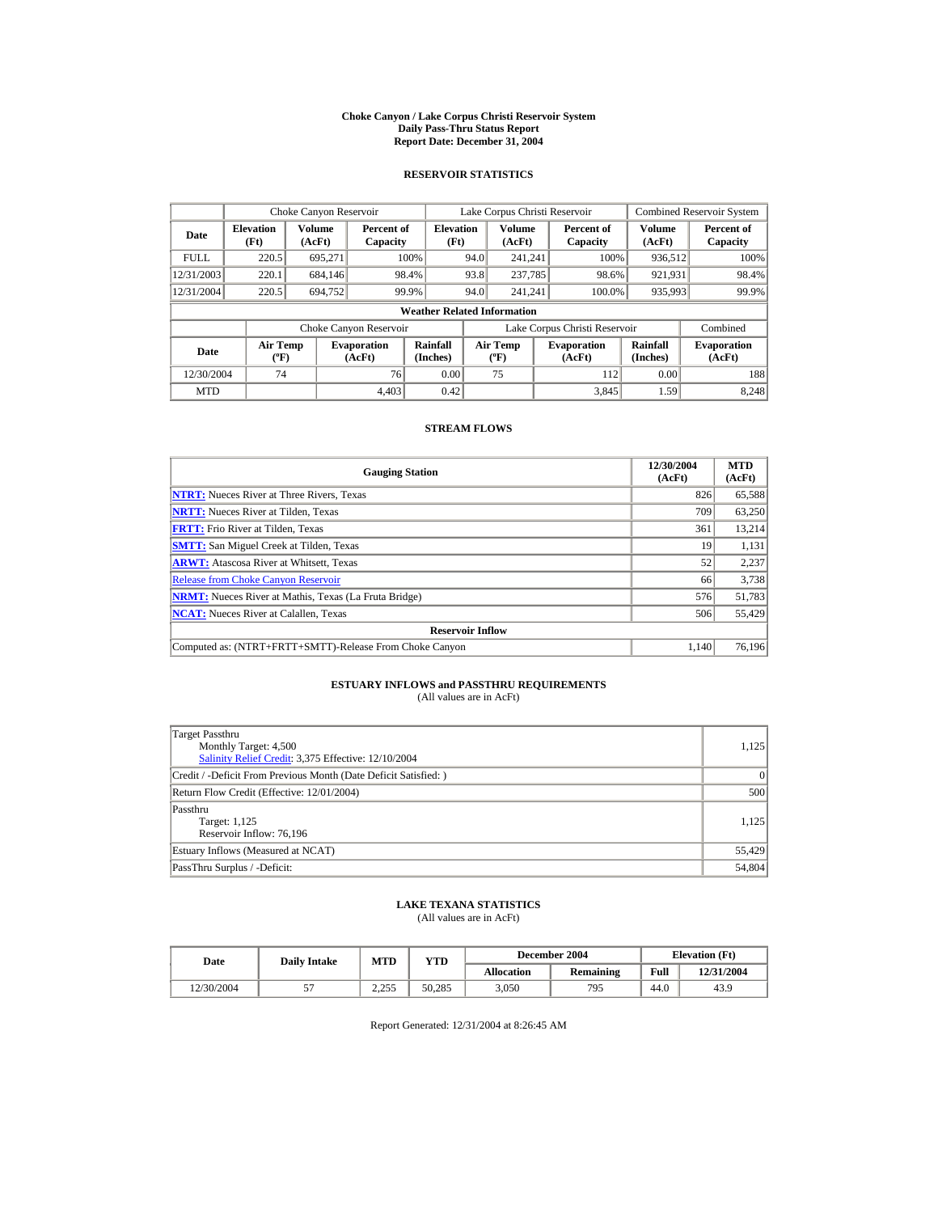# Choke Canyon / Lake Corpus Christi Reservoir System
## Daily Pass-Thru Status Report
## Report Date: December 31, 2004

### RESERVOIR STATISTICS

| | Choke Canyon Reservoir | | | Lake Corpus Christi Reservoir | | | Combined Reservoir System | |
|---|---|---|---|---|---|---|---|---|
| Date | Elevation (Ft) | Volume (AcFt) | Percent of Capacity | Elevation (Ft) | Volume (AcFt) | Percent of Capacity | Volume (AcFt) | Percent of Capacity |
| FULL | 220.5 | 695,271 | 100% | 94.0 | 241,241 | 100% | 936,512 | 100% |
| 12/31/2003 | 220.1 | 684,146 | 98.4% | 93.8 | 237,785 | 98.6% | 921,931 | 98.4% |
| 12/31/2004 | 220.5 | 694,752 | 99.9% | 94.0 | 241,241 | 100.0% | 935,993 | 99.9% |

**Weather Related Information**

| | Choke Canyon Reservoir | | | Lake Corpus Christi Reservoir | | | Combined |
|---|---|---|---|---|---|---|---|
| Date | Air Temp (ºF) | Evaporation (AcFt) | Rainfall (Inches) | Air Temp (ºF) | Evaporation (AcFt) | Rainfall (Inches) | Evaporation (AcFt) |
| 12/30/2004 | 74 | 76 | 0.00 | 75 | 112 | 0.00 | 188 |
| MTD | | 4,403 | 0.42 | | 3,845 | 1.59 | 8,248 |

### STREAM FLOWS

| Gauging Station | 12/30/2004 (AcFt) | MTD (AcFt) |
|---|---|---|
| **NTRT:** Nueces River at Three Rivers, Texas | 826 | 65,588 |
| **NRTT:** Nueces River at Tilden, Texas | 709 | 63,250 |
| **FRTT:** Frio River at Tilden, Texas | 361 | 13,214 |
| **SMTT:** San Miguel Creek at Tilden, Texas | 19 | 1,131 |
| **ARWT:** Atascosa River at Whitsett, Texas | 52 | 2,237 |
| Release from Choke Canyon Reservoir | 66 | 3,738 |
| **NRMT:** Nueces River at Mathis, Texas (La Fruta Bridge) | 576 | 51,783 |
| **NCAT:** Nueces River at Calallen, Texas | 506 | 55,429 |
| **Reservoir Inflow** | | |
| Computed as: (NTRT+FRTT+SMTT)-Release From Choke Canyon | 1,140 | 76,196 |

### ESTUARY INFLOWS and PASSTHRU REQUIREMENTS
(All values are in AcFt)

| | |
|---|---|
| Target Passthru<br>Monthly Target: 4,500<br>Salinity Relief Credit: 3,375 Effective: 12/10/2004 | 1,125 |
| Credit / -Deficit From Previous Month (Date Deficit Satisfied: ) | 0 |
| Return Flow Credit (Effective: 12/01/2004) | 500 |
| Passthru<br>Target: 1,125<br>Reservoir Inflow: 76,196 | 1,125 |
| Estuary Inflows (Measured at NCAT) | 55,429 |
| PassThru Surplus / -Deficit: | 54,804 |

### LAKE TEXANA STATISTICS
(All values are in AcFt)

| Date | Daily Intake | MTD | YTD | December 2004 | | Elevation (Ft) | |
|---|---|---|---|---|---|---|---|
| | | | | Allocation | Remaining | Full | 12/31/2004 |
| 12/30/2004 | 57 | 2,255 | 50,285 | 3,050 | 795 | 44.0 | 43.9 |

Report Generated: 12/31/2004 at 8:26:45 AM